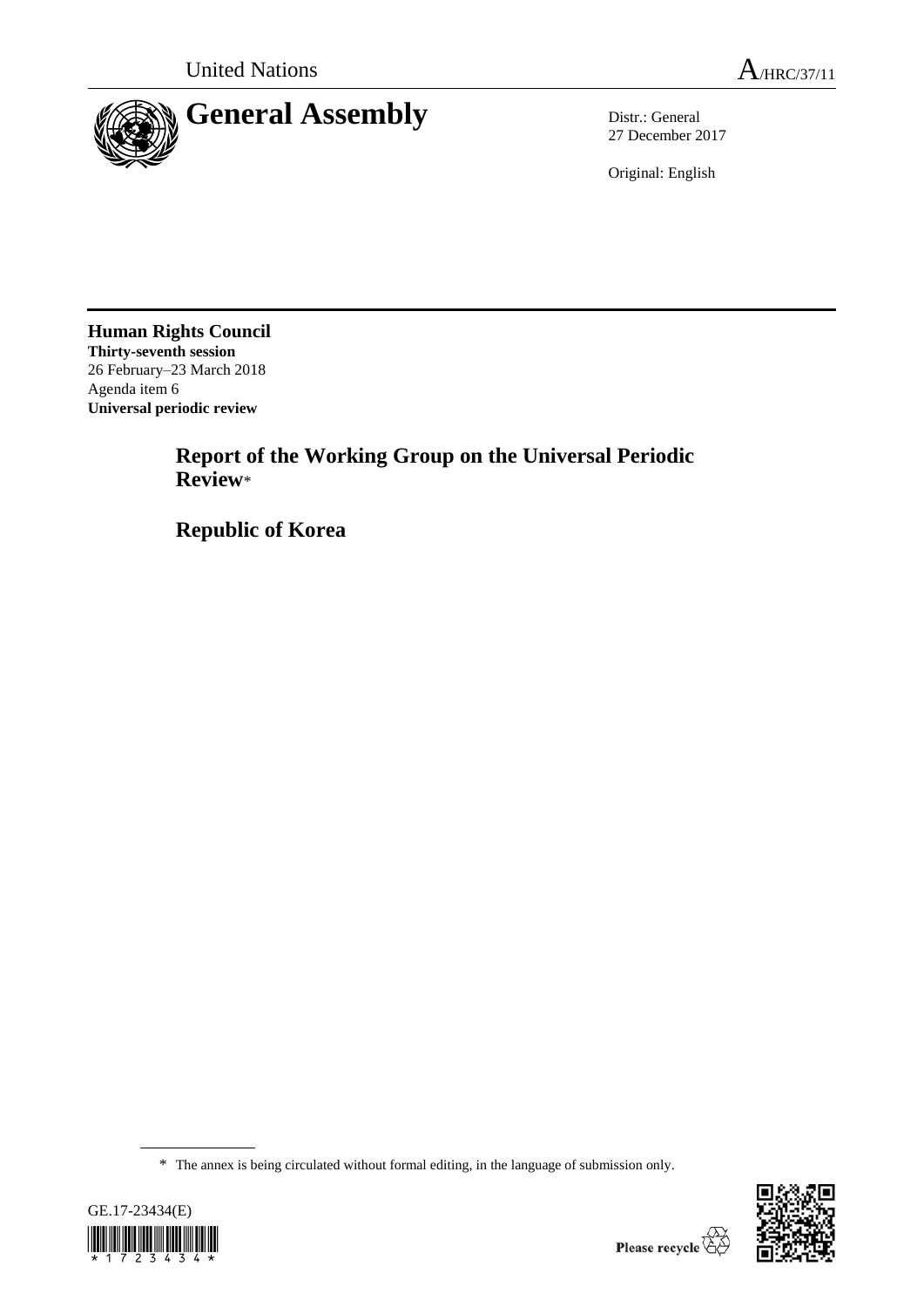United Nations

A/HRC/37/11

# General Assembly

Distr.: General
27 December 2017

Original: English

**Human Rights Council**
**Thirty-seventh session**
26 February–23 March 2018
Agenda item 6
**Universal periodic review**

## Report of the Working Group on the Universal Periodic Review*

## Republic of Korea

\* The annex is being circulated without formal editing, in the language of submission only.

GE.17-23434(E)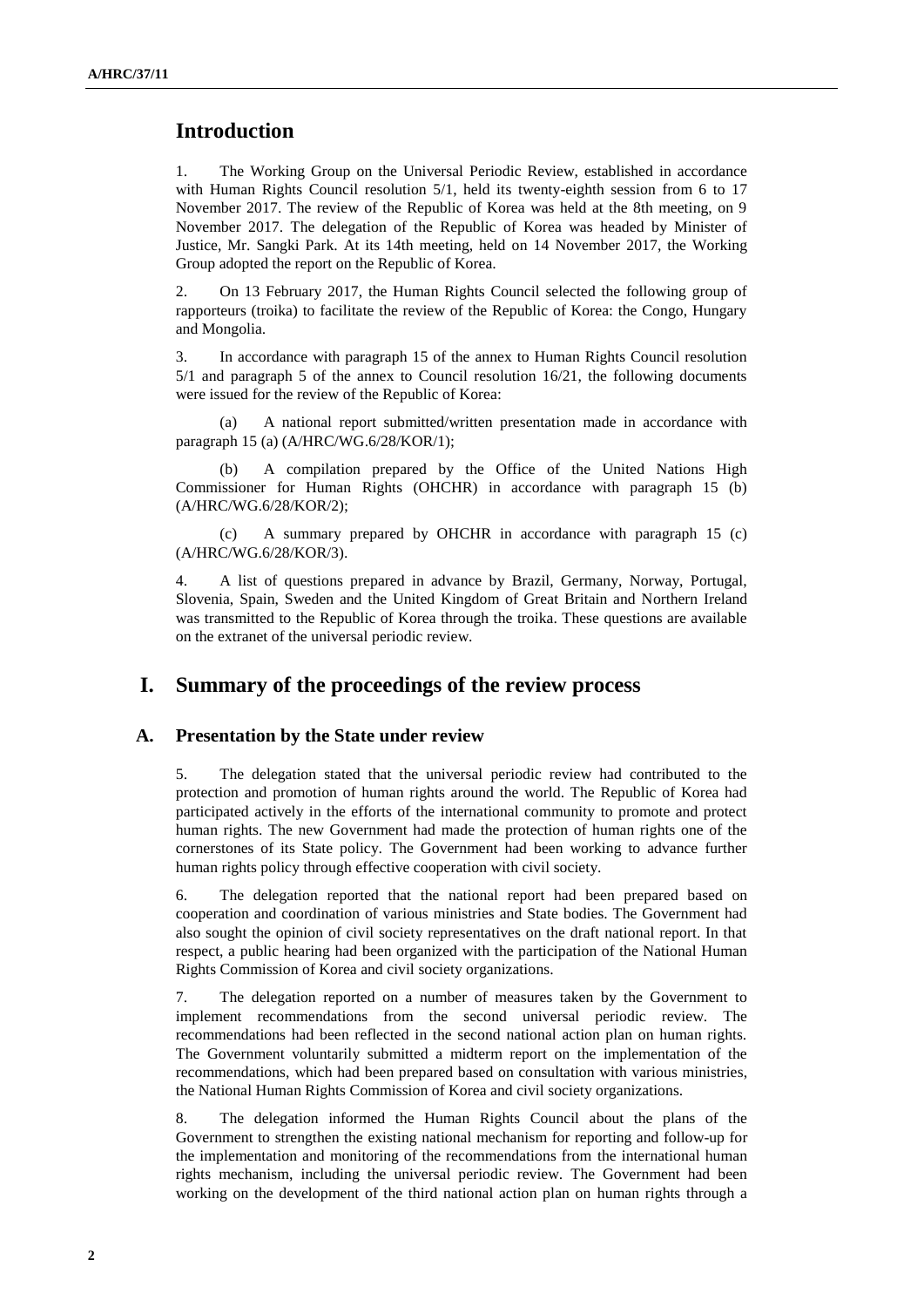# Introduction

1. The Working Group on the Universal Periodic Review, established in accordance with Human Rights Council resolution 5/1, held its twenty-eighth session from 6 to 17 November 2017. The review of the Republic of Korea was held at the 8th meeting, on 9 November 2017. The delegation of the Republic of Korea was headed by Minister of Justice, Mr. Sangki Park. At its 14th meeting, held on 14 November 2017, the Working Group adopted the report on the Republic of Korea.

2. On 13 February 2017, the Human Rights Council selected the following group of rapporteurs (troika) to facilitate the review of the Republic of Korea: the Congo, Hungary and Mongolia.

3. In accordance with paragraph 15 of the annex to Human Rights Council resolution 5/1 and paragraph 5 of the annex to Council resolution 16/21, the following documents were issued for the review of the Republic of Korea:

(a) A national report submitted/written presentation made in accordance with paragraph 15 (a) (A/HRC/WG.6/28/KOR/1);

(b) A compilation prepared by the Office of the United Nations High Commissioner for Human Rights (OHCHR) in accordance with paragraph 15 (b) (A/HRC/WG.6/28/KOR/2);

(c) A summary prepared by OHCHR in accordance with paragraph 15 (c) (A/HRC/WG.6/28/KOR/3).

4. A list of questions prepared in advance by Brazil, Germany, Norway, Portugal, Slovenia, Spain, Sweden and the United Kingdom of Great Britain and Northern Ireland was transmitted to the Republic of Korea through the troika. These questions are available on the extranet of the universal periodic review.

# I. Summary of the proceedings of the review process

## A. Presentation by the State under review

5. The delegation stated that the universal periodic review had contributed to the protection and promotion of human rights around the world. The Republic of Korea had participated actively in the efforts of the international community to promote and protect human rights. The new Government had made the protection of human rights one of the cornerstones of its State policy. The Government had been working to advance further human rights policy through effective cooperation with civil society.

6. The delegation reported that the national report had been prepared based on cooperation and coordination of various ministries and State bodies. The Government had also sought the opinion of civil society representatives on the draft national report. In that respect, a public hearing had been organized with the participation of the National Human Rights Commission of Korea and civil society organizations.

7. The delegation reported on a number of measures taken by the Government to implement recommendations from the second universal periodic review. The recommendations had been reflected in the second national action plan on human rights. The Government voluntarily submitted a midterm report on the implementation of the recommendations, which had been prepared based on consultation with various ministries, the National Human Rights Commission of Korea and civil society organizations.

8. The delegation informed the Human Rights Council about the plans of the Government to strengthen the existing national mechanism for reporting and follow-up for the implementation and monitoring of the recommendations from the international human rights mechanism, including the universal periodic review. The Government had been working on the development of the third national action plan on human rights through a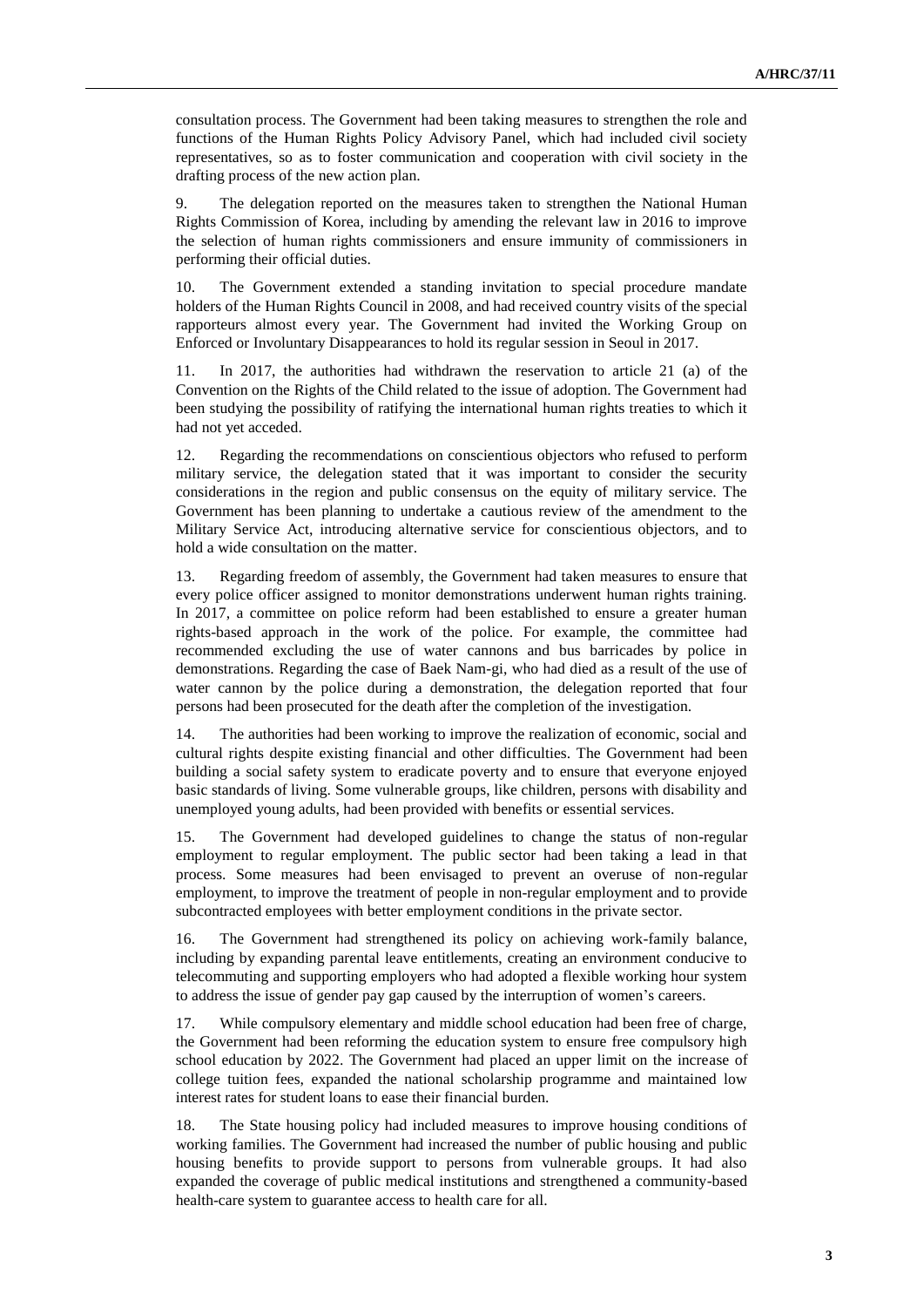consultation process. The Government had been taking measures to strengthen the role and functions of the Human Rights Policy Advisory Panel, which had included civil society representatives, so as to foster communication and cooperation with civil society in the drafting process of the new action plan.

9. The delegation reported on the measures taken to strengthen the National Human Rights Commission of Korea, including by amending the relevant law in 2016 to improve the selection of human rights commissioners and ensure immunity of commissioners in performing their official duties.

10. The Government extended a standing invitation to special procedure mandate holders of the Human Rights Council in 2008, and had received country visits of the special rapporteurs almost every year. The Government had invited the Working Group on Enforced or Involuntary Disappearances to hold its regular session in Seoul in 2017.

11. In 2017, the authorities had withdrawn the reservation to article 21 (a) of the Convention on the Rights of the Child related to the issue of adoption. The Government had been studying the possibility of ratifying the international human rights treaties to which it had not yet acceded.

12. Regarding the recommendations on conscientious objectors who refused to perform military service, the delegation stated that it was important to consider the security considerations in the region and public consensus on the equity of military service. The Government has been planning to undertake a cautious review of the amendment to the Military Service Act, introducing alternative service for conscientious objectors, and to hold a wide consultation on the matter.

13. Regarding freedom of assembly, the Government had taken measures to ensure that every police officer assigned to monitor demonstrations underwent human rights training. In 2017, a committee on police reform had been established to ensure a greater human rights-based approach in the work of the police. For example, the committee had recommended excluding the use of water cannons and bus barricades by police in demonstrations. Regarding the case of Baek Nam-gi, who had died as a result of the use of water cannon by the police during a demonstration, the delegation reported that four persons had been prosecuted for the death after the completion of the investigation.

14. The authorities had been working to improve the realization of economic, social and cultural rights despite existing financial and other difficulties. The Government had been building a social safety system to eradicate poverty and to ensure that everyone enjoyed basic standards of living. Some vulnerable groups, like children, persons with disability and unemployed young adults, had been provided with benefits or essential services.

15. The Government had developed guidelines to change the status of non-regular employment to regular employment. The public sector had been taking a lead in that process. Some measures had been envisaged to prevent an overuse of non-regular employment, to improve the treatment of people in non-regular employment and to provide subcontracted employees with better employment conditions in the private sector.

16. The Government had strengthened its policy on achieving work-family balance, including by expanding parental leave entitlements, creating an environment conducive to telecommuting and supporting employers who had adopted a flexible working hour system to address the issue of gender pay gap caused by the interruption of women's careers.

17. While compulsory elementary and middle school education had been free of charge, the Government had been reforming the education system to ensure free compulsory high school education by 2022. The Government had placed an upper limit on the increase of college tuition fees, expanded the national scholarship programme and maintained low interest rates for student loans to ease their financial burden.

18. The State housing policy had included measures to improve housing conditions of working families. The Government had increased the number of public housing and public housing benefits to provide support to persons from vulnerable groups. It had also expanded the coverage of public medical institutions and strengthened a community-based health-care system to guarantee access to health care for all.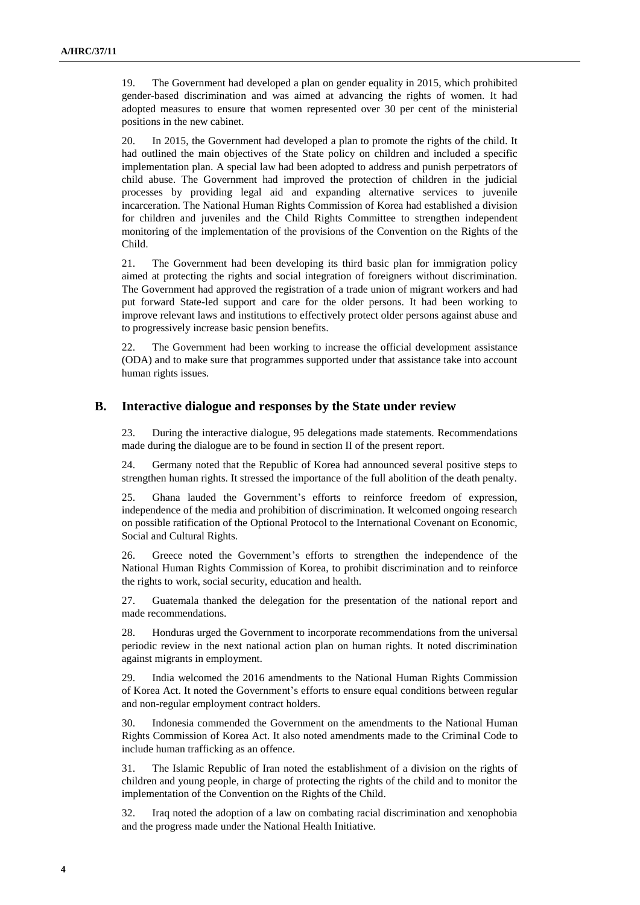19. The Government had developed a plan on gender equality in 2015, which prohibited gender-based discrimination and was aimed at advancing the rights of women. It had adopted measures to ensure that women represented over 30 per cent of the ministerial positions in the new cabinet.

20. In 2015, the Government had developed a plan to promote the rights of the child. It had outlined the main objectives of the State policy on children and included a specific implementation plan. A special law had been adopted to address and punish perpetrators of child abuse. The Government had improved the protection of children in the judicial processes by providing legal aid and expanding alternative services to juvenile incarceration. The National Human Rights Commission of Korea had established a division for children and juveniles and the Child Rights Committee to strengthen independent monitoring of the implementation of the provisions of the Convention on the Rights of the Child.

21. The Government had been developing its third basic plan for immigration policy aimed at protecting the rights and social integration of foreigners without discrimination. The Government had approved the registration of a trade union of migrant workers and had put forward State-led support and care for the older persons. It had been working to improve relevant laws and institutions to effectively protect older persons against abuse and to progressively increase basic pension benefits.

22. The Government had been working to increase the official development assistance (ODA) and to make sure that programmes supported under that assistance take into account human rights issues.

## B. Interactive dialogue and responses by the State under review

23. During the interactive dialogue, 95 delegations made statements. Recommendations made during the dialogue are to be found in section II of the present report.

24. Germany noted that the Republic of Korea had announced several positive steps to strengthen human rights. It stressed the importance of the full abolition of the death penalty.

25. Ghana lauded the Government's efforts to reinforce freedom of expression, independence of the media and prohibition of discrimination. It welcomed ongoing research on possible ratification of the Optional Protocol to the International Covenant on Economic, Social and Cultural Rights.

26. Greece noted the Government's efforts to strengthen the independence of the National Human Rights Commission of Korea, to prohibit discrimination and to reinforce the rights to work, social security, education and health.

27. Guatemala thanked the delegation for the presentation of the national report and made recommendations.

28. Honduras urged the Government to incorporate recommendations from the universal periodic review in the next national action plan on human rights. It noted discrimination against migrants in employment.

29. India welcomed the 2016 amendments to the National Human Rights Commission of Korea Act. It noted the Government's efforts to ensure equal conditions between regular and non-regular employment contract holders.

30. Indonesia commended the Government on the amendments to the National Human Rights Commission of Korea Act. It also noted amendments made to the Criminal Code to include human trafficking as an offence.

31. The Islamic Republic of Iran noted the establishment of a division on the rights of children and young people, in charge of protecting the rights of the child and to monitor the implementation of the Convention on the Rights of the Child.

32. Iraq noted the adoption of a law on combating racial discrimination and xenophobia and the progress made under the National Health Initiative.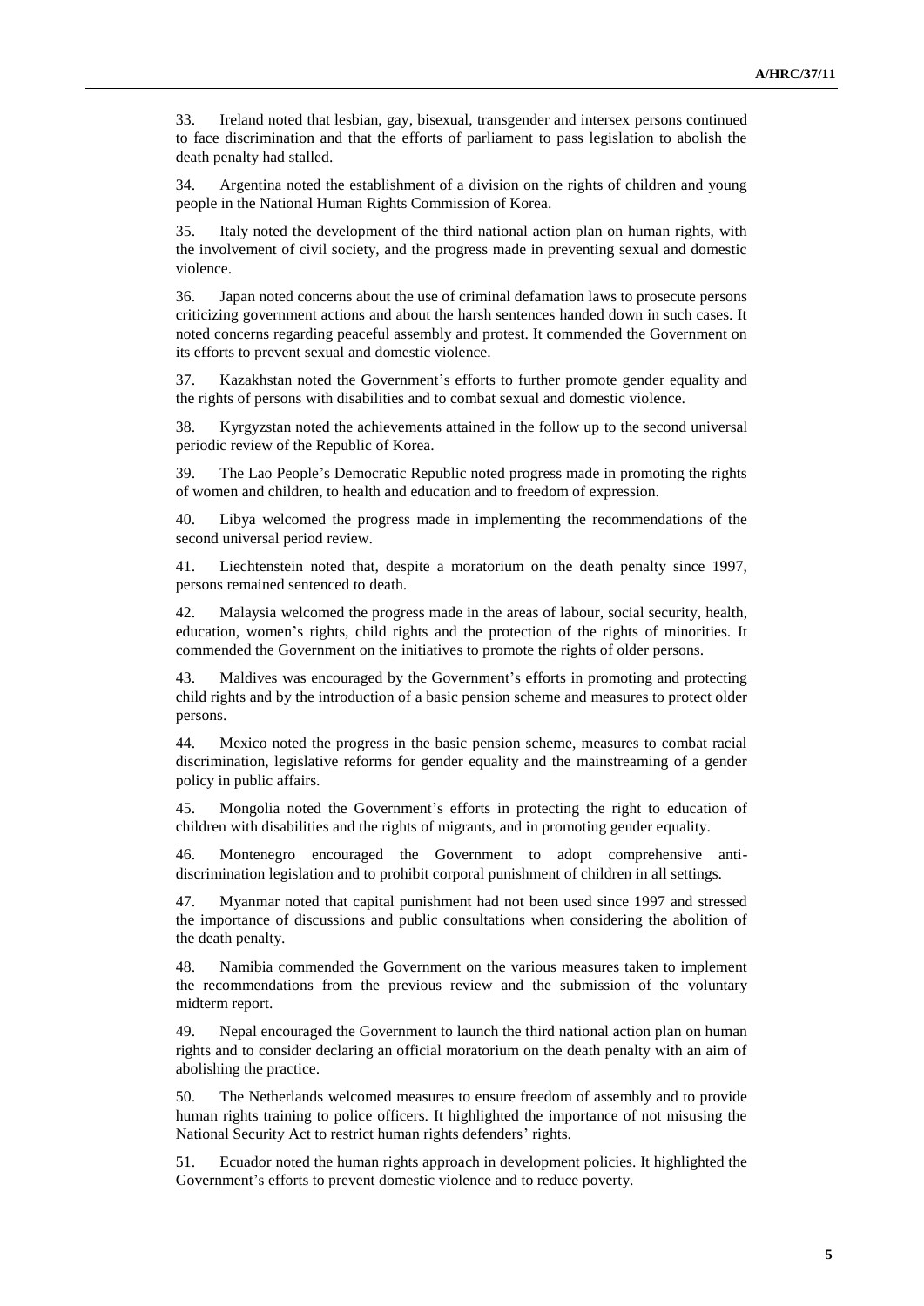33. Ireland noted that lesbian, gay, bisexual, transgender and intersex persons continued to face discrimination and that the efforts of parliament to pass legislation to abolish the death penalty had stalled.

34. Argentina noted the establishment of a division on the rights of children and young people in the National Human Rights Commission of Korea.

35. Italy noted the development of the third national action plan on human rights, with the involvement of civil society, and the progress made in preventing sexual and domestic violence.

36. Japan noted concerns about the use of criminal defamation laws to prosecute persons criticizing government actions and about the harsh sentences handed down in such cases. It noted concerns regarding peaceful assembly and protest. It commended the Government on its efforts to prevent sexual and domestic violence.

37. Kazakhstan noted the Government's efforts to further promote gender equality and the rights of persons with disabilities and to combat sexual and domestic violence.

38. Kyrgyzstan noted the achievements attained in the follow up to the second universal periodic review of the Republic of Korea.

39. The Lao People's Democratic Republic noted progress made in promoting the rights of women and children, to health and education and to freedom of expression.

40. Libya welcomed the progress made in implementing the recommendations of the second universal period review.

41. Liechtenstein noted that, despite a moratorium on the death penalty since 1997, persons remained sentenced to death.

42. Malaysia welcomed the progress made in the areas of labour, social security, health, education, women's rights, child rights and the protection of the rights of minorities. It commended the Government on the initiatives to promote the rights of older persons.

43. Maldives was encouraged by the Government's efforts in promoting and protecting child rights and by the introduction of a basic pension scheme and measures to protect older persons.

44. Mexico noted the progress in the basic pension scheme, measures to combat racial discrimination, legislative reforms for gender equality and the mainstreaming of a gender policy in public affairs.

45. Mongolia noted the Government's efforts in protecting the right to education of children with disabilities and the rights of migrants, and in promoting gender equality.

46. Montenegro encouraged the Government to adopt comprehensive anti-discrimination legislation and to prohibit corporal punishment of children in all settings.

47. Myanmar noted that capital punishment had not been used since 1997 and stressed the importance of discussions and public consultations when considering the abolition of the death penalty.

48. Namibia commended the Government on the various measures taken to implement the recommendations from the previous review and the submission of the voluntary midterm report.

49. Nepal encouraged the Government to launch the third national action plan on human rights and to consider declaring an official moratorium on the death penalty with an aim of abolishing the practice.

50. The Netherlands welcomed measures to ensure freedom of assembly and to provide human rights training to police officers. It highlighted the importance of not misusing the National Security Act to restrict human rights defenders' rights.

51. Ecuador noted the human rights approach in development policies. It highlighted the Government's efforts to prevent domestic violence and to reduce poverty.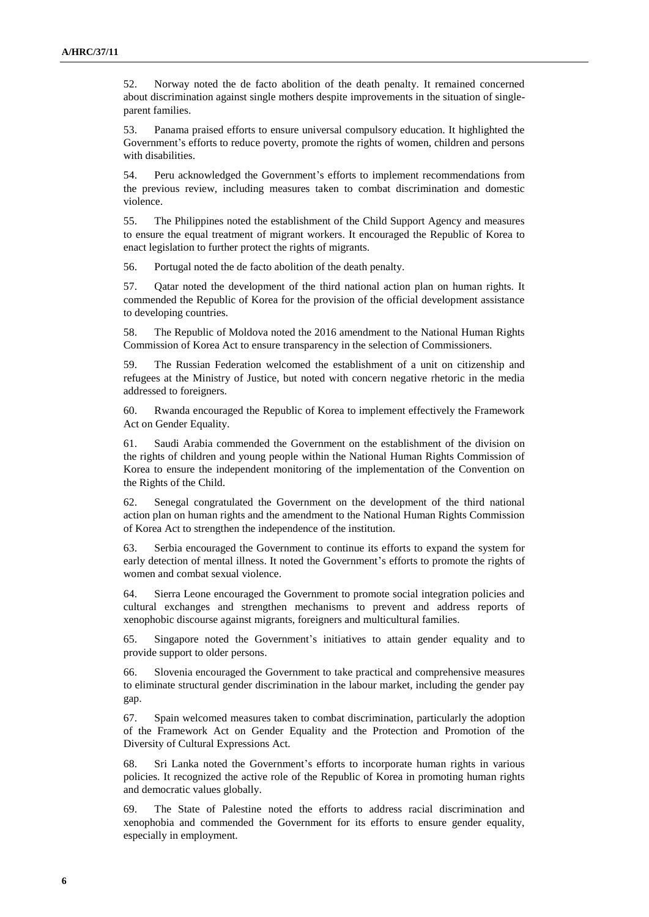52. Norway noted the de facto abolition of the death penalty. It remained concerned about discrimination against single mothers despite improvements in the situation of single-parent families.

53. Panama praised efforts to ensure universal compulsory education. It highlighted the Government's efforts to reduce poverty, promote the rights of women, children and persons with disabilities.

54. Peru acknowledged the Government's efforts to implement recommendations from the previous review, including measures taken to combat discrimination and domestic violence.

55. The Philippines noted the establishment of the Child Support Agency and measures to ensure the equal treatment of migrant workers. It encouraged the Republic of Korea to enact legislation to further protect the rights of migrants.

56. Portugal noted the de facto abolition of the death penalty.

57. Qatar noted the development of the third national action plan on human rights. It commended the Republic of Korea for the provision of the official development assistance to developing countries.

58. The Republic of Moldova noted the 2016 amendment to the National Human Rights Commission of Korea Act to ensure transparency in the selection of Commissioners.

59. The Russian Federation welcomed the establishment of a unit on citizenship and refugees at the Ministry of Justice, but noted with concern negative rhetoric in the media addressed to foreigners.

60. Rwanda encouraged the Republic of Korea to implement effectively the Framework Act on Gender Equality.

61. Saudi Arabia commended the Government on the establishment of the division on the rights of children and young people within the National Human Rights Commission of Korea to ensure the independent monitoring of the implementation of the Convention on the Rights of the Child.

62. Senegal congratulated the Government on the development of the third national action plan on human rights and the amendment to the National Human Rights Commission of Korea Act to strengthen the independence of the institution.

63. Serbia encouraged the Government to continue its efforts to expand the system for early detection of mental illness. It noted the Government's efforts to promote the rights of women and combat sexual violence.

64. Sierra Leone encouraged the Government to promote social integration policies and cultural exchanges and strengthen mechanisms to prevent and address reports of xenophobic discourse against migrants, foreigners and multicultural families.

65. Singapore noted the Government's initiatives to attain gender equality and to provide support to older persons.

66. Slovenia encouraged the Government to take practical and comprehensive measures to eliminate structural gender discrimination in the labour market, including the gender pay gap.

67. Spain welcomed measures taken to combat discrimination, particularly the adoption of the Framework Act on Gender Equality and the Protection and Promotion of the Diversity of Cultural Expressions Act.

68. Sri Lanka noted the Government's efforts to incorporate human rights in various policies. It recognized the active role of the Republic of Korea in promoting human rights and democratic values globally.

69. The State of Palestine noted the efforts to address racial discrimination and xenophobia and commended the Government for its efforts to ensure gender equality, especially in employment.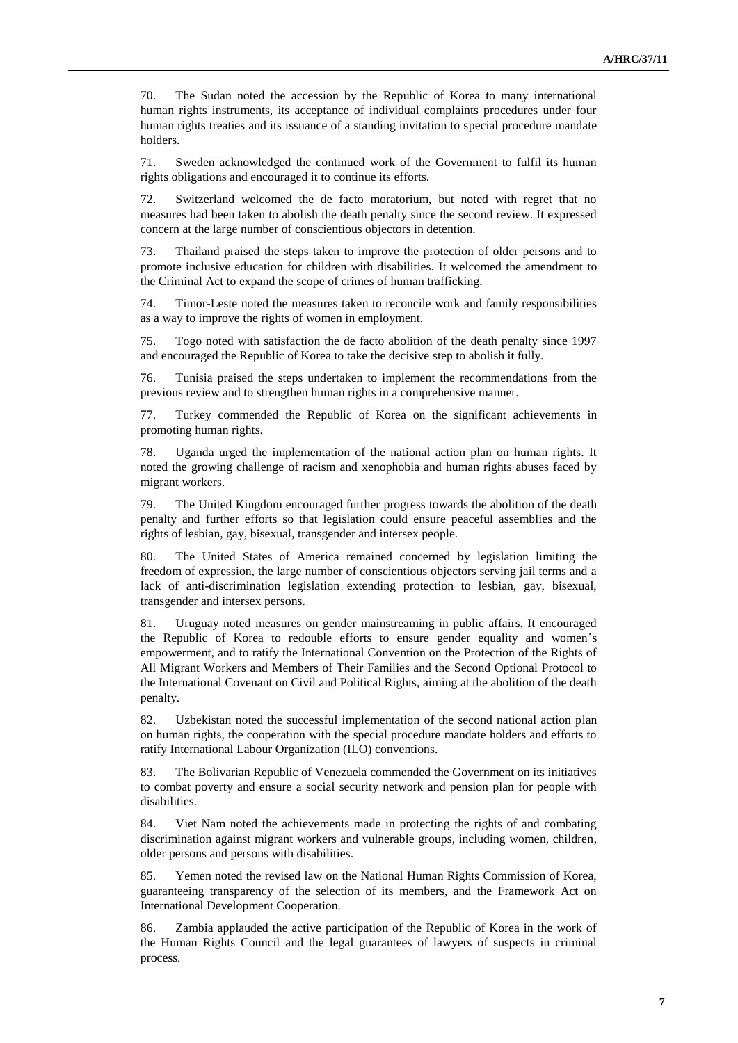70. The Sudan noted the accession by the Republic of Korea to many international human rights instruments, its acceptance of individual complaints procedures under four human rights treaties and its issuance of a standing invitation to special procedure mandate holders.

71. Sweden acknowledged the continued work of the Government to fulfil its human rights obligations and encouraged it to continue its efforts.

72. Switzerland welcomed the de facto moratorium, but noted with regret that no measures had been taken to abolish the death penalty since the second review. It expressed concern at the large number of conscientious objectors in detention.

73. Thailand praised the steps taken to improve the protection of older persons and to promote inclusive education for children with disabilities. It welcomed the amendment to the Criminal Act to expand the scope of crimes of human trafficking.

74. Timor-Leste noted the measures taken to reconcile work and family responsibilities as a way to improve the rights of women in employment.

75. Togo noted with satisfaction the de facto abolition of the death penalty since 1997 and encouraged the Republic of Korea to take the decisive step to abolish it fully.

76. Tunisia praised the steps undertaken to implement the recommendations from the previous review and to strengthen human rights in a comprehensive manner.

77. Turkey commended the Republic of Korea on the significant achievements in promoting human rights.

78. Uganda urged the implementation of the national action plan on human rights. It noted the growing challenge of racism and xenophobia and human rights abuses faced by migrant workers.

79. The United Kingdom encouraged further progress towards the abolition of the death penalty and further efforts so that legislation could ensure peaceful assemblies and the rights of lesbian, gay, bisexual, transgender and intersex people.

80. The United States of America remained concerned by legislation limiting the freedom of expression, the large number of conscientious objectors serving jail terms and a lack of anti-discrimination legislation extending protection to lesbian, gay, bisexual, transgender and intersex persons.

81. Uruguay noted measures on gender mainstreaming in public affairs. It encouraged the Republic of Korea to redouble efforts to ensure gender equality and women's empowerment, and to ratify the International Convention on the Protection of the Rights of All Migrant Workers and Members of Their Families and the Second Optional Protocol to the International Covenant on Civil and Political Rights, aiming at the abolition of the death penalty.

82. Uzbekistan noted the successful implementation of the second national action plan on human rights, the cooperation with the special procedure mandate holders and efforts to ratify International Labour Organization (ILO) conventions.

83. The Bolivarian Republic of Venezuela commended the Government on its initiatives to combat poverty and ensure a social security network and pension plan for people with disabilities.

84. Viet Nam noted the achievements made in protecting the rights of and combating discrimination against migrant workers and vulnerable groups, including women, children, older persons and persons with disabilities.

85. Yemen noted the revised law on the National Human Rights Commission of Korea, guaranteeing transparency of the selection of its members, and the Framework Act on International Development Cooperation.

86. Zambia applauded the active participation of the Republic of Korea in the work of the Human Rights Council and the legal guarantees of lawyers of suspects in criminal process.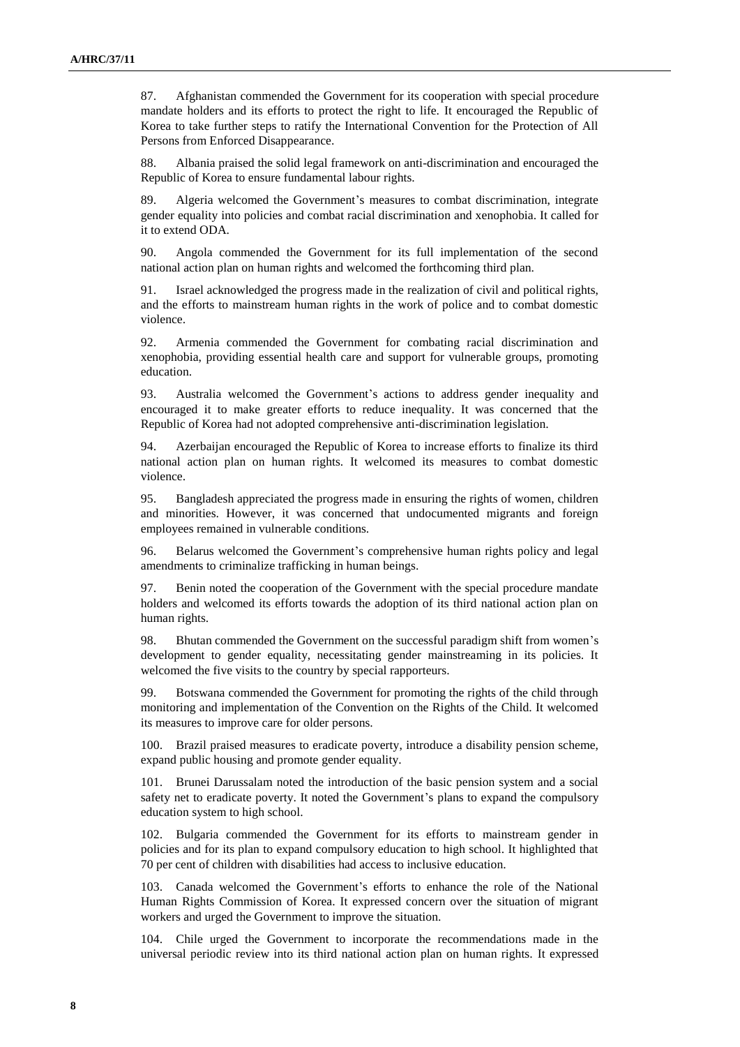87. Afghanistan commended the Government for its cooperation with special procedure mandate holders and its efforts to protect the right to life. It encouraged the Republic of Korea to take further steps to ratify the International Convention for the Protection of All Persons from Enforced Disappearance.

88. Albania praised the solid legal framework on anti-discrimination and encouraged the Republic of Korea to ensure fundamental labour rights.

89. Algeria welcomed the Government's measures to combat discrimination, integrate gender equality into policies and combat racial discrimination and xenophobia. It called for it to extend ODA.

90. Angola commended the Government for its full implementation of the second national action plan on human rights and welcomed the forthcoming third plan.

91. Israel acknowledged the progress made in the realization of civil and political rights, and the efforts to mainstream human rights in the work of police and to combat domestic violence.

92. Armenia commended the Government for combating racial discrimination and xenophobia, providing essential health care and support for vulnerable groups, promoting education.

93. Australia welcomed the Government's actions to address gender inequality and encouraged it to make greater efforts to reduce inequality. It was concerned that the Republic of Korea had not adopted comprehensive anti-discrimination legislation.

94. Azerbaijan encouraged the Republic of Korea to increase efforts to finalize its third national action plan on human rights. It welcomed its measures to combat domestic violence.

95. Bangladesh appreciated the progress made in ensuring the rights of women, children and minorities. However, it was concerned that undocumented migrants and foreign employees remained in vulnerable conditions.

96. Belarus welcomed the Government's comprehensive human rights policy and legal amendments to criminalize trafficking in human beings.

97. Benin noted the cooperation of the Government with the special procedure mandate holders and welcomed its efforts towards the adoption of its third national action plan on human rights.

98. Bhutan commended the Government on the successful paradigm shift from women's development to gender equality, necessitating gender mainstreaming in its policies. It welcomed the five visits to the country by special rapporteurs.

99. Botswana commended the Government for promoting the rights of the child through monitoring and implementation of the Convention on the Rights of the Child. It welcomed its measures to improve care for older persons.

100. Brazil praised measures to eradicate poverty, introduce a disability pension scheme, expand public housing and promote gender equality.

101. Brunei Darussalam noted the introduction of the basic pension system and a social safety net to eradicate poverty. It noted the Government's plans to expand the compulsory education system to high school.

102. Bulgaria commended the Government for its efforts to mainstream gender in policies and for its plan to expand compulsory education to high school. It highlighted that 70 per cent of children with disabilities had access to inclusive education.

103. Canada welcomed the Government's efforts to enhance the role of the National Human Rights Commission of Korea. It expressed concern over the situation of migrant workers and urged the Government to improve the situation.

104. Chile urged the Government to incorporate the recommendations made in the universal periodic review into its third national action plan on human rights. It expressed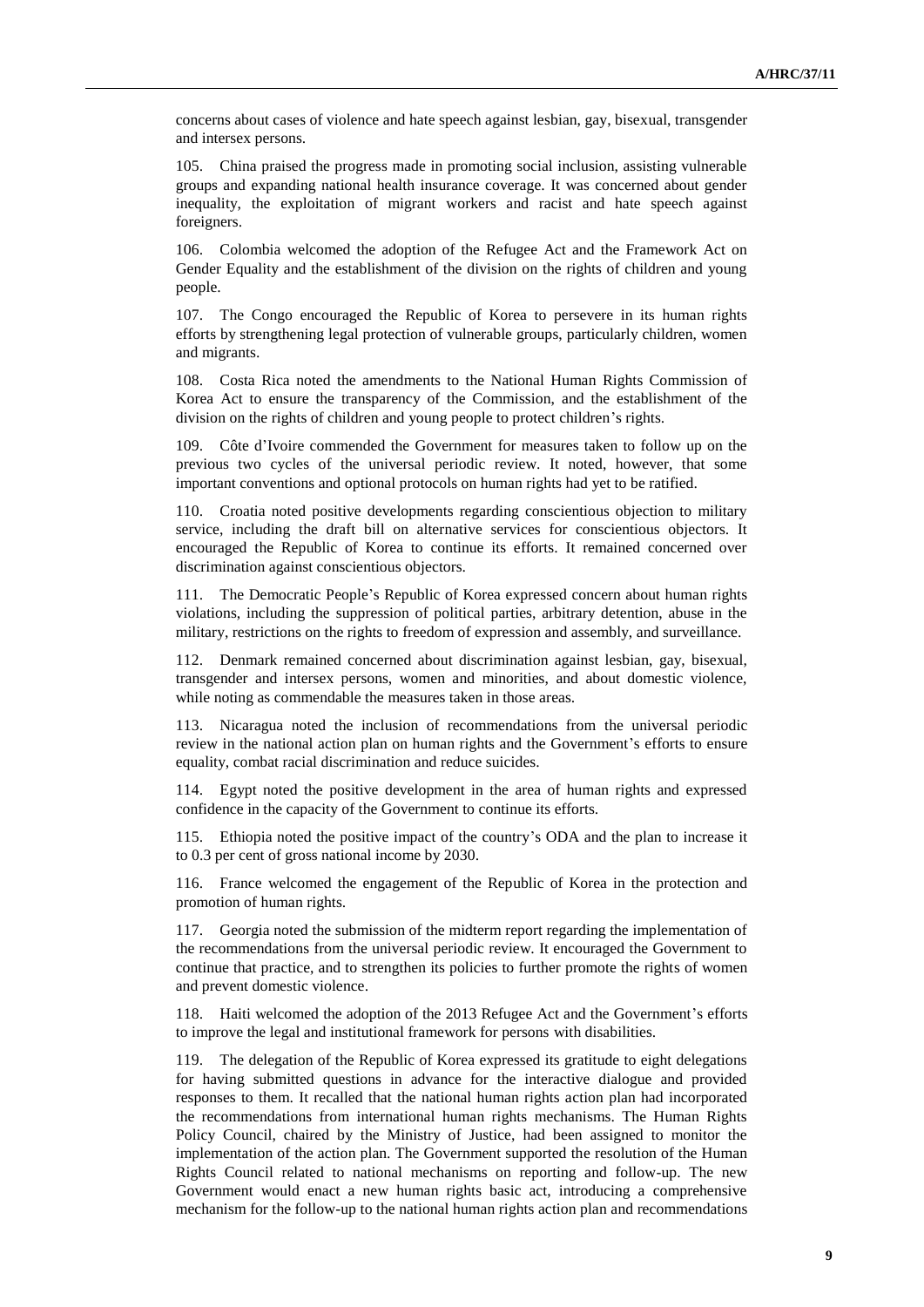concerns about cases of violence and hate speech against lesbian, gay, bisexual, transgender and intersex persons.

105. China praised the progress made in promoting social inclusion, assisting vulnerable groups and expanding national health insurance coverage. It was concerned about gender inequality, the exploitation of migrant workers and racist and hate speech against foreigners.

106. Colombia welcomed the adoption of the Refugee Act and the Framework Act on Gender Equality and the establishment of the division on the rights of children and young people.

107. The Congo encouraged the Republic of Korea to persevere in its human rights efforts by strengthening legal protection of vulnerable groups, particularly children, women and migrants.

108. Costa Rica noted the amendments to the National Human Rights Commission of Korea Act to ensure the transparency of the Commission, and the establishment of the division on the rights of children and young people to protect children's rights.

109. Côte d'Ivoire commended the Government for measures taken to follow up on the previous two cycles of the universal periodic review. It noted, however, that some important conventions and optional protocols on human rights had yet to be ratified.

110. Croatia noted positive developments regarding conscientious objection to military service, including the draft bill on alternative services for conscientious objectors. It encouraged the Republic of Korea to continue its efforts. It remained concerned over discrimination against conscientious objectors.

111. The Democratic People's Republic of Korea expressed concern about human rights violations, including the suppression of political parties, arbitrary detention, abuse in the military, restrictions on the rights to freedom of expression and assembly, and surveillance.

112. Denmark remained concerned about discrimination against lesbian, gay, bisexual, transgender and intersex persons, women and minorities, and about domestic violence, while noting as commendable the measures taken in those areas.

113. Nicaragua noted the inclusion of recommendations from the universal periodic review in the national action plan on human rights and the Government's efforts to ensure equality, combat racial discrimination and reduce suicides.

114. Egypt noted the positive development in the area of human rights and expressed confidence in the capacity of the Government to continue its efforts.

115. Ethiopia noted the positive impact of the country's ODA and the plan to increase it to 0.3 per cent of gross national income by 2030.

116. France welcomed the engagement of the Republic of Korea in the protection and promotion of human rights.

117. Georgia noted the submission of the midterm report regarding the implementation of the recommendations from the universal periodic review. It encouraged the Government to continue that practice, and to strengthen its policies to further promote the rights of women and prevent domestic violence.

118. Haiti welcomed the adoption of the 2013 Refugee Act and the Government's efforts to improve the legal and institutional framework for persons with disabilities.

119. The delegation of the Republic of Korea expressed its gratitude to eight delegations for having submitted questions in advance for the interactive dialogue and provided responses to them. It recalled that the national human rights action plan had incorporated the recommendations from international human rights mechanisms. The Human Rights Policy Council, chaired by the Ministry of Justice, had been assigned to monitor the implementation of the action plan. The Government supported the resolution of the Human Rights Council related to national mechanisms on reporting and follow-up. The new Government would enact a new human rights basic act, introducing a comprehensive mechanism for the follow-up to the national human rights action plan and recommendations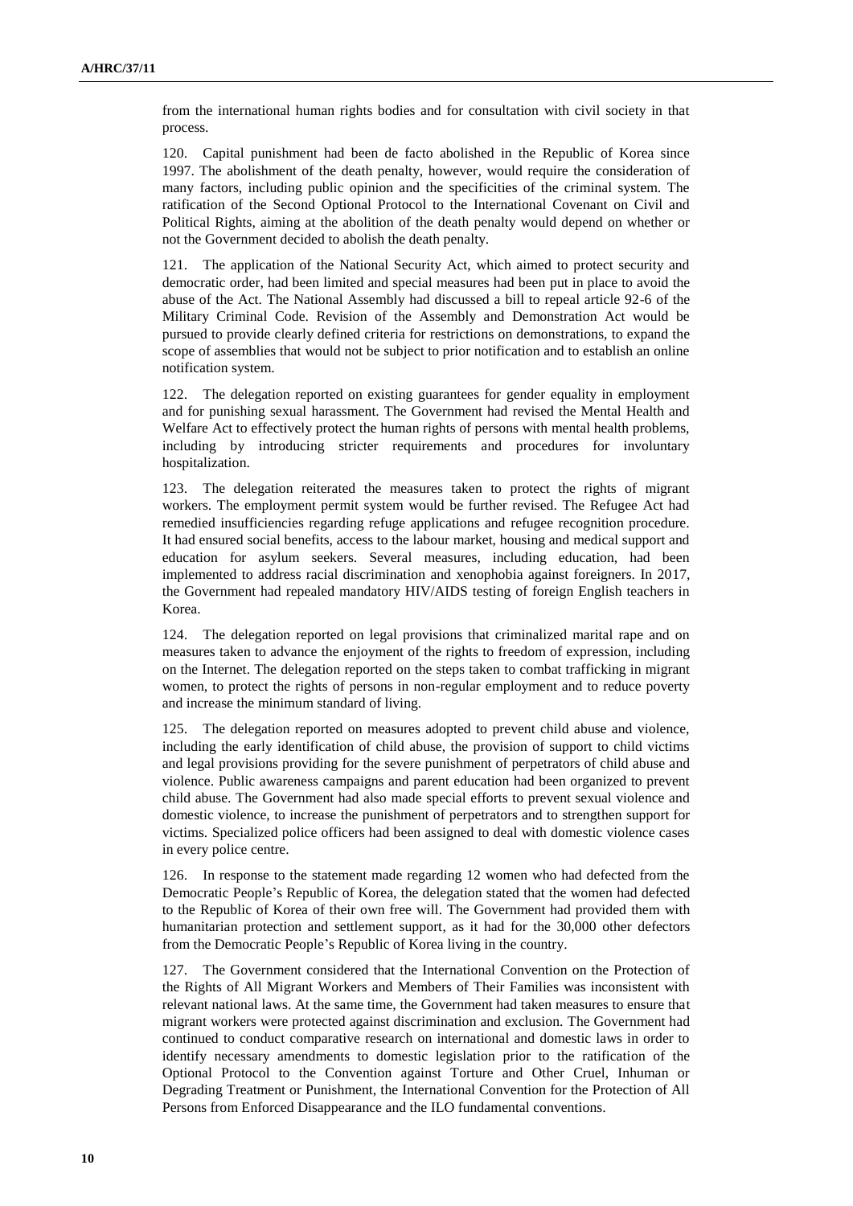from the international human rights bodies and for consultation with civil society in that process.

120. Capital punishment had been de facto abolished in the Republic of Korea since 1997. The abolishment of the death penalty, however, would require the consideration of many factors, including public opinion and the specificities of the criminal system. The ratification of the Second Optional Protocol to the International Covenant on Civil and Political Rights, aiming at the abolition of the death penalty would depend on whether or not the Government decided to abolish the death penalty.

121. The application of the National Security Act, which aimed to protect security and democratic order, had been limited and special measures had been put in place to avoid the abuse of the Act. The National Assembly had discussed a bill to repeal article 92-6 of the Military Criminal Code. Revision of the Assembly and Demonstration Act would be pursued to provide clearly defined criteria for restrictions on demonstrations, to expand the scope of assemblies that would not be subject to prior notification and to establish an online notification system.

122. The delegation reported on existing guarantees for gender equality in employment and for punishing sexual harassment. The Government had revised the Mental Health and Welfare Act to effectively protect the human rights of persons with mental health problems, including by introducing stricter requirements and procedures for involuntary hospitalization.

123. The delegation reiterated the measures taken to protect the rights of migrant workers. The employment permit system would be further revised. The Refugee Act had remedied insufficiencies regarding refuge applications and refugee recognition procedure. It had ensured social benefits, access to the labour market, housing and medical support and education for asylum seekers. Several measures, including education, had been implemented to address racial discrimination and xenophobia against foreigners. In 2017, the Government had repealed mandatory HIV/AIDS testing of foreign English teachers in Korea.

124. The delegation reported on legal provisions that criminalized marital rape and on measures taken to advance the enjoyment of the rights to freedom of expression, including on the Internet. The delegation reported on the steps taken to combat trafficking in migrant women, to protect the rights of persons in non-regular employment and to reduce poverty and increase the minimum standard of living.

125. The delegation reported on measures adopted to prevent child abuse and violence, including the early identification of child abuse, the provision of support to child victims and legal provisions providing for the severe punishment of perpetrators of child abuse and violence. Public awareness campaigns and parent education had been organized to prevent child abuse. The Government had also made special efforts to prevent sexual violence and domestic violence, to increase the punishment of perpetrators and to strengthen support for victims. Specialized police officers had been assigned to deal with domestic violence cases in every police centre.

126. In response to the statement made regarding 12 women who had defected from the Democratic People's Republic of Korea, the delegation stated that the women had defected to the Republic of Korea of their own free will. The Government had provided them with humanitarian protection and settlement support, as it had for the 30,000 other defectors from the Democratic People's Republic of Korea living in the country.

127. The Government considered that the International Convention on the Protection of the Rights of All Migrant Workers and Members of Their Families was inconsistent with relevant national laws. At the same time, the Government had taken measures to ensure that migrant workers were protected against discrimination and exclusion. The Government had continued to conduct comparative research on international and domestic laws in order to identify necessary amendments to domestic legislation prior to the ratification of the Optional Protocol to the Convention against Torture and Other Cruel, Inhuman or Degrading Treatment or Punishment, the International Convention for the Protection of All Persons from Enforced Disappearance and the ILO fundamental conventions.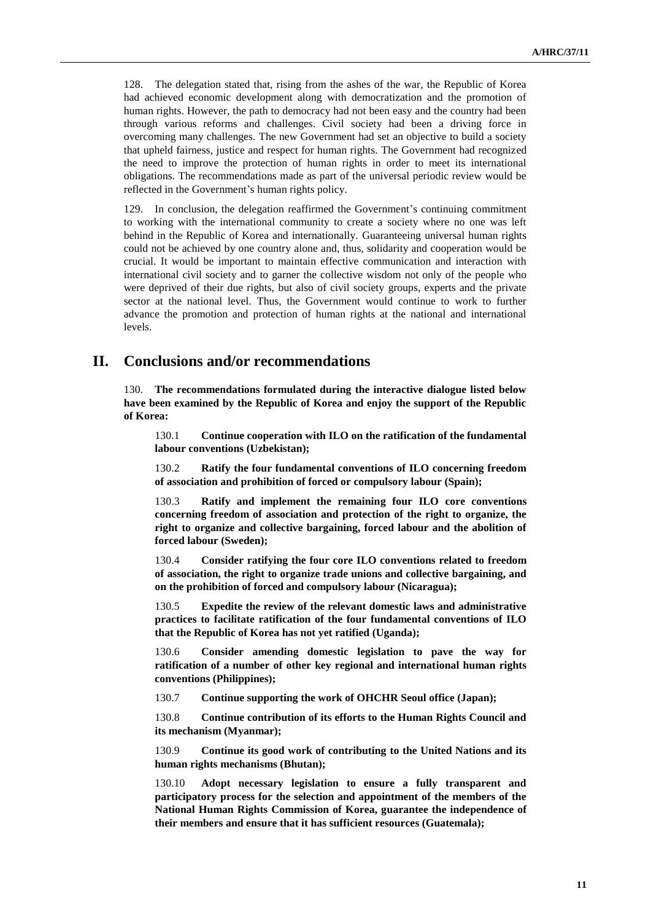128. The delegation stated that, rising from the ashes of the war, the Republic of Korea had achieved economic development along with democratization and the promotion of human rights. However, the path to democracy had not been easy and the country had been through various reforms and challenges. Civil society had been a driving force in overcoming many challenges. The new Government had set an objective to build a society that upheld fairness, justice and respect for human rights. The Government had recognized the need to improve the protection of human rights in order to meet its international obligations. The recommendations made as part of the universal periodic review would be reflected in the Government's human rights policy.

129. In conclusion, the delegation reaffirmed the Government's continuing commitment to working with the international community to create a society where no one was left behind in the Republic of Korea and internationally. Guaranteeing universal human rights could not be achieved by one country alone and, thus, solidarity and cooperation would be crucial. It would be important to maintain effective communication and interaction with international civil society and to garner the collective wisdom not only of the people who were deprived of their due rights, but also of civil society groups, experts and the private sector at the national level. Thus, the Government would continue to work to further advance the promotion and protection of human rights at the national and international levels.

# II. Conclusions and/or recommendations

130. **The recommendations formulated during the interactive dialogue listed below have been examined by the Republic of Korea and enjoy the support of the Republic of Korea:**

130.1 **Continue cooperation with ILO on the ratification of the fundamental labour conventions (Uzbekistan);**

130.2 **Ratify the four fundamental conventions of ILO concerning freedom of association and prohibition of forced or compulsory labour (Spain);**

130.3 **Ratify and implement the remaining four ILO core conventions concerning freedom of association and protection of the right to organize, the right to organize and collective bargaining, forced labour and the abolition of forced labour (Sweden);**

130.4 **Consider ratifying the four core ILO conventions related to freedom of association, the right to organize trade unions and collective bargaining, and on the prohibition of forced and compulsory labour (Nicaragua);**

130.5 **Expedite the review of the relevant domestic laws and administrative practices to facilitate ratification of the four fundamental conventions of ILO that the Republic of Korea has not yet ratified (Uganda);**

130.6 **Consider amending domestic legislation to pave the way for ratification of a number of other key regional and international human rights conventions (Philippines);**

130.7 **Continue supporting the work of OHCHR Seoul office (Japan);**

130.8 **Continue contribution of its efforts to the Human Rights Council and its mechanism (Myanmar);**

130.9 **Continue its good work of contributing to the United Nations and its human rights mechanisms (Bhutan);**

130.10 **Adopt necessary legislation to ensure a fully transparent and participatory process for the selection and appointment of the members of the National Human Rights Commission of Korea, guarantee the independence of their members and ensure that it has sufficient resources (Guatemala);**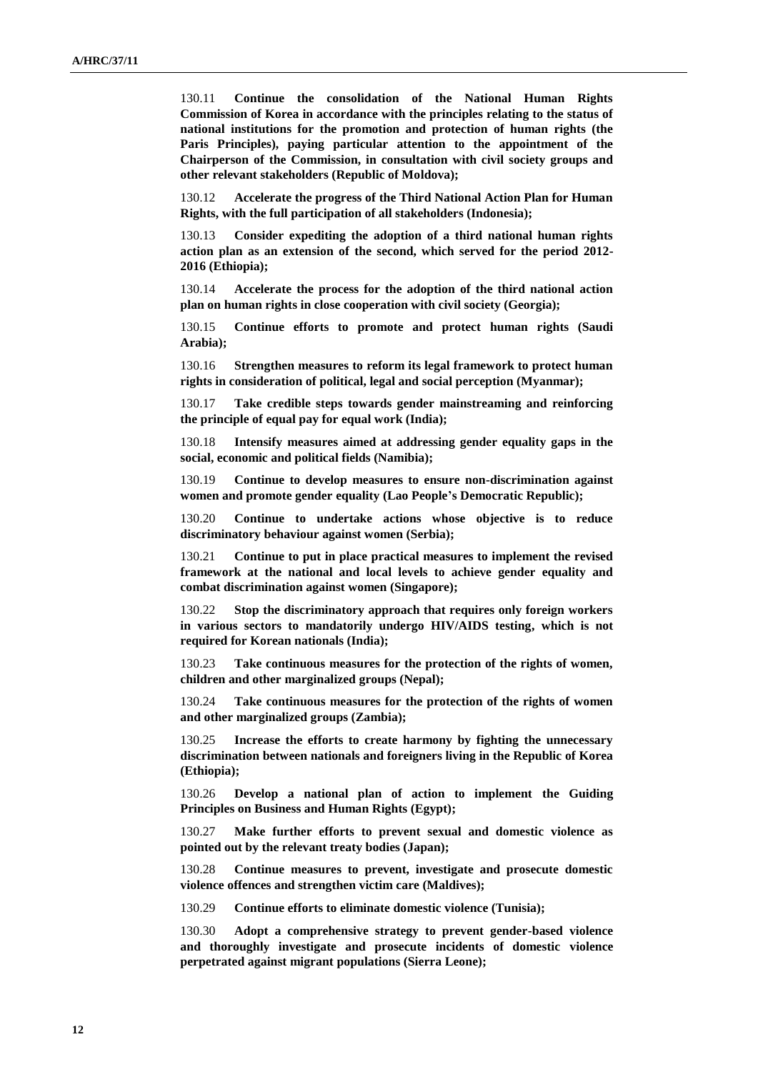130.11 **Continue the consolidation of the National Human Rights Commission of Korea in accordance with the principles relating to the status of national institutions for the promotion and protection of human rights (the Paris Principles), paying particular attention to the appointment of the Chairperson of the Commission, in consultation with civil society groups and other relevant stakeholders (Republic of Moldova);**

130.12 **Accelerate the progress of the Third National Action Plan for Human Rights, with the full participation of all stakeholders (Indonesia);**

130.13 **Consider expediting the adoption of a third national human rights action plan as an extension of the second, which served for the period 2012-2016 (Ethiopia);**

130.14 **Accelerate the process for the adoption of the third national action plan on human rights in close cooperation with civil society (Georgia);**

130.15 **Continue efforts to promote and protect human rights (Saudi Arabia);**

130.16 **Strengthen measures to reform its legal framework to protect human rights in consideration of political, legal and social perception (Myanmar);**

130.17 **Take credible steps towards gender mainstreaming and reinforcing the principle of equal pay for equal work (India);**

130.18 **Intensify measures aimed at addressing gender equality gaps in the social, economic and political fields (Namibia);**

130.19 **Continue to develop measures to ensure non-discrimination against women and promote gender equality (Lao People's Democratic Republic);**

130.20 **Continue to undertake actions whose objective is to reduce discriminatory behaviour against women (Serbia);**

130.21 **Continue to put in place practical measures to implement the revised framework at the national and local levels to achieve gender equality and combat discrimination against women (Singapore);**

130.22 **Stop the discriminatory approach that requires only foreign workers in various sectors to mandatorily undergo HIV/AIDS testing, which is not required for Korean nationals (India);**

130.23 **Take continuous measures for the protection of the rights of women, children and other marginalized groups (Nepal);**

130.24 **Take continuous measures for the protection of the rights of women and other marginalized groups (Zambia);**

130.25 **Increase the efforts to create harmony by fighting the unnecessary discrimination between nationals and foreigners living in the Republic of Korea (Ethiopia);**

130.26 **Develop a national plan of action to implement the Guiding Principles on Business and Human Rights (Egypt);**

130.27 **Make further efforts to prevent sexual and domestic violence as pointed out by the relevant treaty bodies (Japan);**

130.28 **Continue measures to prevent, investigate and prosecute domestic violence offences and strengthen victim care (Maldives);**

130.29 **Continue efforts to eliminate domestic violence (Tunisia);**

130.30 **Adopt a comprehensive strategy to prevent gender-based violence and thoroughly investigate and prosecute incidents of domestic violence perpetrated against migrant populations (Sierra Leone);**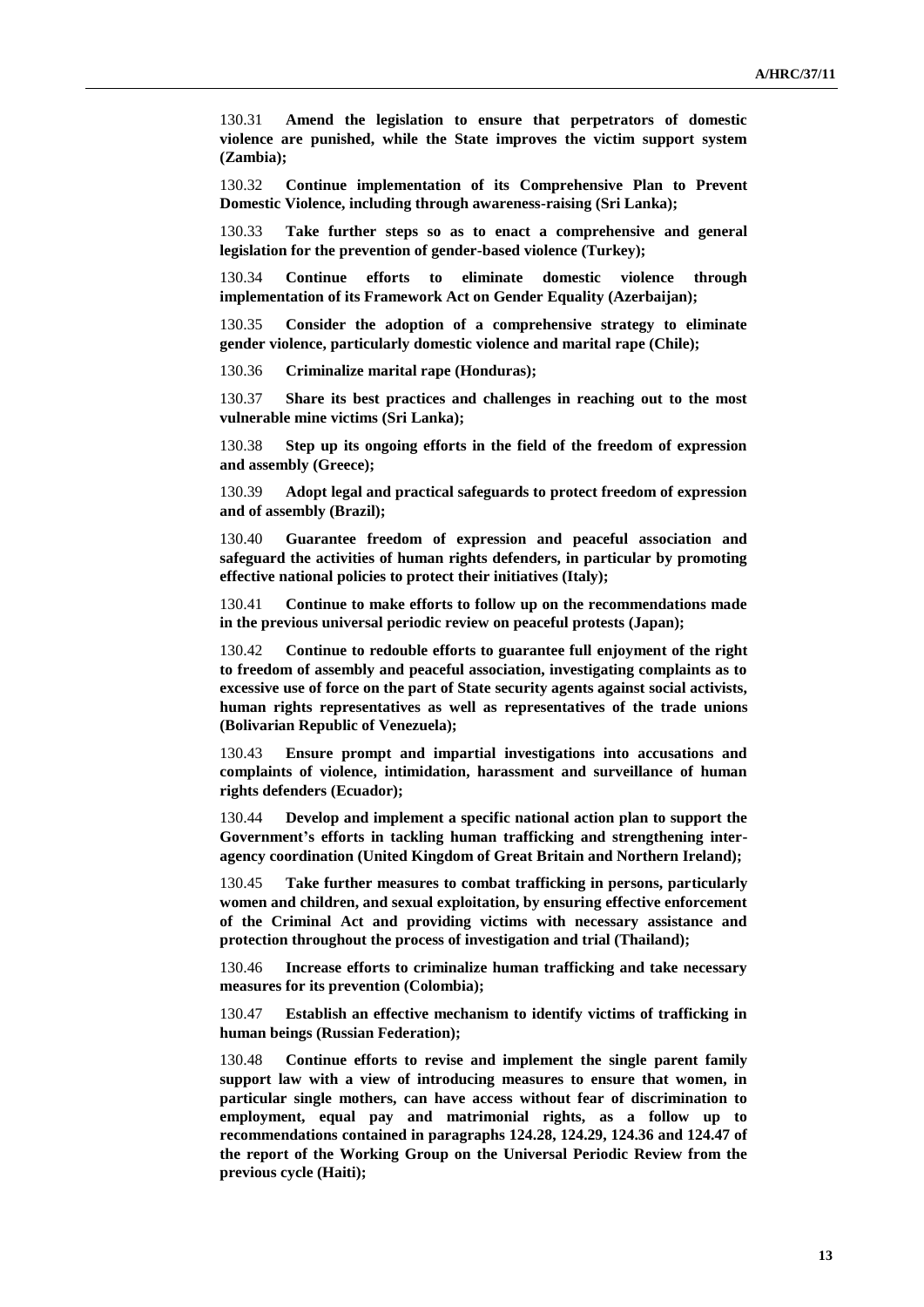130.31 **Amend the legislation to ensure that perpetrators of domestic violence are punished, while the State improves the victim support system (Zambia);**

130.32 **Continue implementation of its Comprehensive Plan to Prevent Domestic Violence, including through awareness-raising (Sri Lanka);**

130.33 **Take further steps so as to enact a comprehensive and general legislation for the prevention of gender-based violence (Turkey);**

130.34 **Continue efforts to eliminate domestic violence through implementation of its Framework Act on Gender Equality (Azerbaijan);**

130.35 **Consider the adoption of a comprehensive strategy to eliminate gender violence, particularly domestic violence and marital rape (Chile);**

130.36 **Criminalize marital rape (Honduras);**

130.37 **Share its best practices and challenges in reaching out to the most vulnerable mine victims (Sri Lanka);**

130.38 **Step up its ongoing efforts in the field of the freedom of expression and assembly (Greece);**

130.39 **Adopt legal and practical safeguards to protect freedom of expression and of assembly (Brazil);**

130.40 **Guarantee freedom of expression and peaceful association and safeguard the activities of human rights defenders, in particular by promoting effective national policies to protect their initiatives (Italy);**

130.41 **Continue to make efforts to follow up on the recommendations made in the previous universal periodic review on peaceful protests (Japan);**

130.42 **Continue to redouble efforts to guarantee full enjoyment of the right to freedom of assembly and peaceful association, investigating complaints as to excessive use of force on the part of State security agents against social activists, human rights representatives as well as representatives of the trade unions (Bolivarian Republic of Venezuela);**

130.43 **Ensure prompt and impartial investigations into accusations and complaints of violence, intimidation, harassment and surveillance of human rights defenders (Ecuador);**

130.44 **Develop and implement a specific national action plan to support the Government's efforts in tackling human trafficking and strengthening inter-agency coordination (United Kingdom of Great Britain and Northern Ireland);**

130.45 **Take further measures to combat trafficking in persons, particularly women and children, and sexual exploitation, by ensuring effective enforcement of the Criminal Act and providing victims with necessary assistance and protection throughout the process of investigation and trial (Thailand);**

130.46 **Increase efforts to criminalize human trafficking and take necessary measures for its prevention (Colombia);**

130.47 **Establish an effective mechanism to identify victims of trafficking in human beings (Russian Federation);**

130.48 **Continue efforts to revise and implement the single parent family support law with a view of introducing measures to ensure that women, in particular single mothers, can have access without fear of discrimination to employment, equal pay and matrimonial rights, as a follow up to recommendations contained in paragraphs 124.28, 124.29, 124.36 and 124.47 of the report of the Working Group on the Universal Periodic Review from the previous cycle (Haiti);**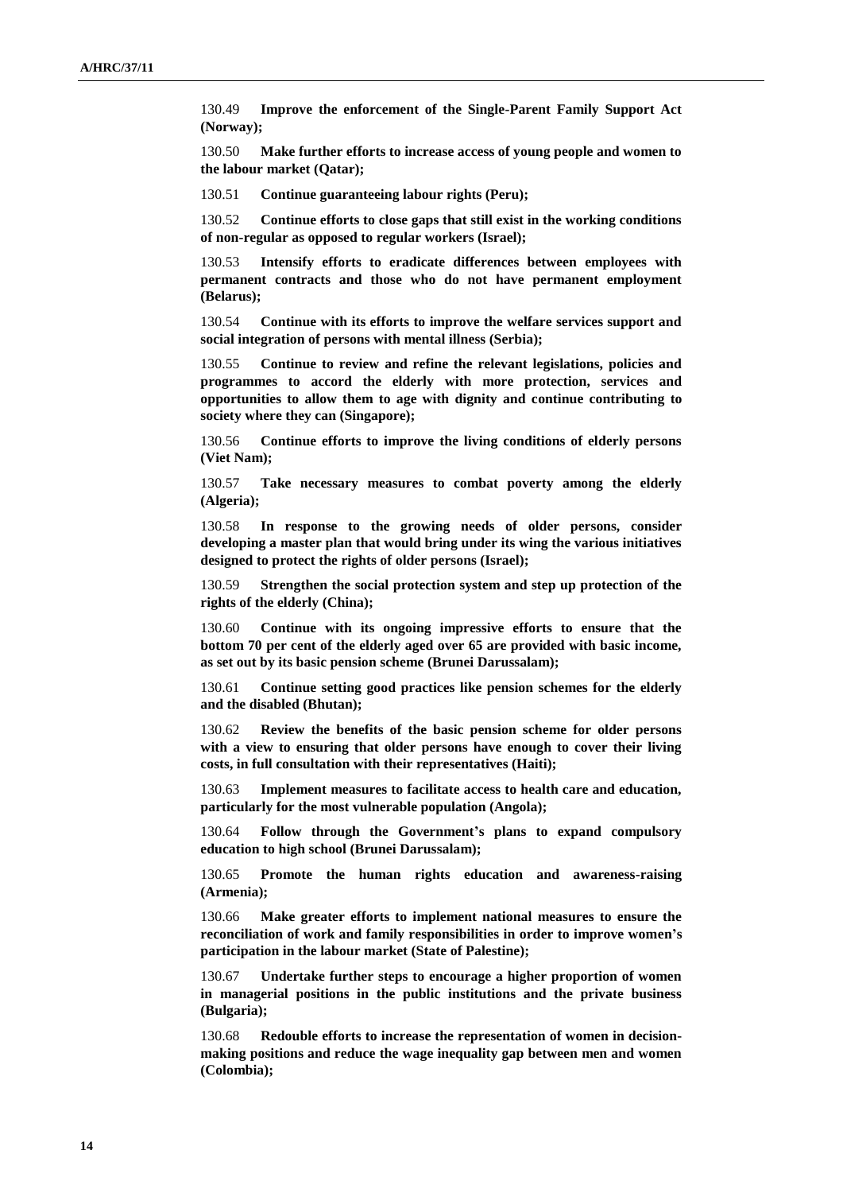130.49 **Improve the enforcement of the Single-Parent Family Support Act (Norway);**

130.50 **Make further efforts to increase access of young people and women to the labour market (Qatar);**

130.51 **Continue guaranteeing labour rights (Peru);**

130.52 **Continue efforts to close gaps that still exist in the working conditions of non-regular as opposed to regular workers (Israel);**

130.53 **Intensify efforts to eradicate differences between employees with permanent contracts and those who do not have permanent employment (Belarus);**

130.54 **Continue with its efforts to improve the welfare services support and social integration of persons with mental illness (Serbia);**

130.55 **Continue to review and refine the relevant legislations, policies and programmes to accord the elderly with more protection, services and opportunities to allow them to age with dignity and continue contributing to society where they can (Singapore);**

130.56 **Continue efforts to improve the living conditions of elderly persons (Viet Nam);**

130.57 **Take necessary measures to combat poverty among the elderly (Algeria);**

130.58 **In response to the growing needs of older persons, consider developing a master plan that would bring under its wing the various initiatives designed to protect the rights of older persons (Israel);**

130.59 **Strengthen the social protection system and step up protection of the rights of the elderly (China);**

130.60 **Continue with its ongoing impressive efforts to ensure that the bottom 70 per cent of the elderly aged over 65 are provided with basic income, as set out by its basic pension scheme (Brunei Darussalam);**

130.61 **Continue setting good practices like pension schemes for the elderly and the disabled (Bhutan);**

130.62 **Review the benefits of the basic pension scheme for older persons with a view to ensuring that older persons have enough to cover their living costs, in full consultation with their representatives (Haiti);**

130.63 **Implement measures to facilitate access to health care and education, particularly for the most vulnerable population (Angola);**

130.64 **Follow through the Government's plans to expand compulsory education to high school (Brunei Darussalam);**

130.65 **Promote the human rights education and awareness-raising (Armenia);**

130.66 **Make greater efforts to implement national measures to ensure the reconciliation of work and family responsibilities in order to improve women's participation in the labour market (State of Palestine);**

130.67 **Undertake further steps to encourage a higher proportion of women in managerial positions in the public institutions and the private business (Bulgaria);**

130.68 **Redouble efforts to increase the representation of women in decision-making positions and reduce the wage inequality gap between men and women (Colombia);**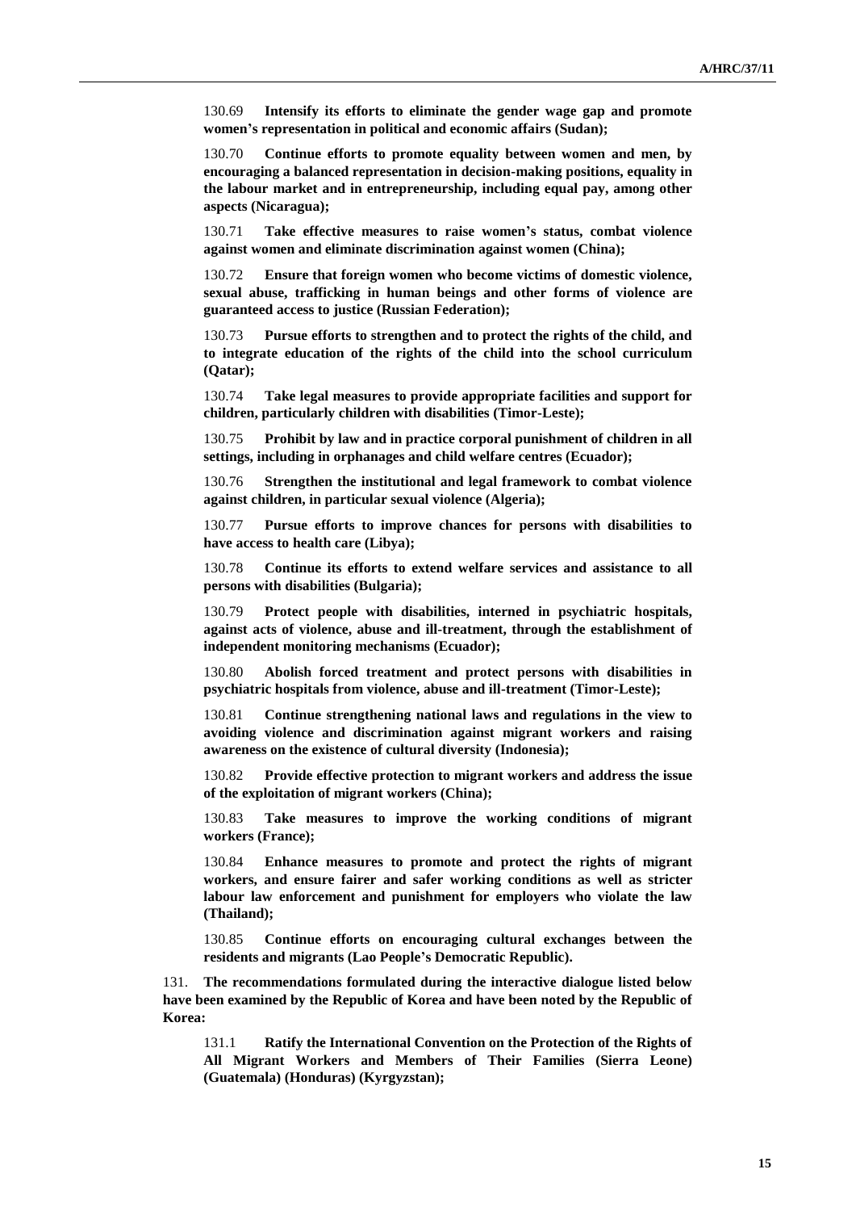130.69 **Intensify its efforts to eliminate the gender wage gap and promote women's representation in political and economic affairs (Sudan);**

130.70 **Continue efforts to promote equality between women and men, by encouraging a balanced representation in decision-making positions, equality in the labour market and in entrepreneurship, including equal pay, among other aspects (Nicaragua);**

130.71 **Take effective measures to raise women's status, combat violence against women and eliminate discrimination against women (China);**

130.72 **Ensure that foreign women who become victims of domestic violence, sexual abuse, trafficking in human beings and other forms of violence are guaranteed access to justice (Russian Federation);**

130.73 **Pursue efforts to strengthen and to protect the rights of the child, and to integrate education of the rights of the child into the school curriculum (Qatar);**

130.74 **Take legal measures to provide appropriate facilities and support for children, particularly children with disabilities (Timor-Leste);**

130.75 **Prohibit by law and in practice corporal punishment of children in all settings, including in orphanages and child welfare centres (Ecuador);**

130.76 **Strengthen the institutional and legal framework to combat violence against children, in particular sexual violence (Algeria);**

130.77 **Pursue efforts to improve chances for persons with disabilities to have access to health care (Libya);**

130.78 **Continue its efforts to extend welfare services and assistance to all persons with disabilities (Bulgaria);**

130.79 **Protect people with disabilities, interned in psychiatric hospitals, against acts of violence, abuse and ill-treatment, through the establishment of independent monitoring mechanisms (Ecuador);**

130.80 **Abolish forced treatment and protect persons with disabilities in psychiatric hospitals from violence, abuse and ill-treatment (Timor-Leste);**

130.81 **Continue strengthening national laws and regulations in the view to avoiding violence and discrimination against migrant workers and raising awareness on the existence of cultural diversity (Indonesia);**

130.82 **Provide effective protection to migrant workers and address the issue of the exploitation of migrant workers (China);**

130.83 **Take measures to improve the working conditions of migrant workers (France);**

130.84 **Enhance measures to promote and protect the rights of migrant workers, and ensure fairer and safer working conditions as well as stricter labour law enforcement and punishment for employers who violate the law (Thailand);**

130.85 **Continue efforts on encouraging cultural exchanges between the residents and migrants (Lao People's Democratic Republic).**

131. **The recommendations formulated during the interactive dialogue listed below have been examined by the Republic of Korea and have been noted by the Republic of Korea:**

131.1 **Ratify the International Convention on the Protection of the Rights of All Migrant Workers and Members of Their Families (Sierra Leone) (Guatemala) (Honduras) (Kyrgyzstan);**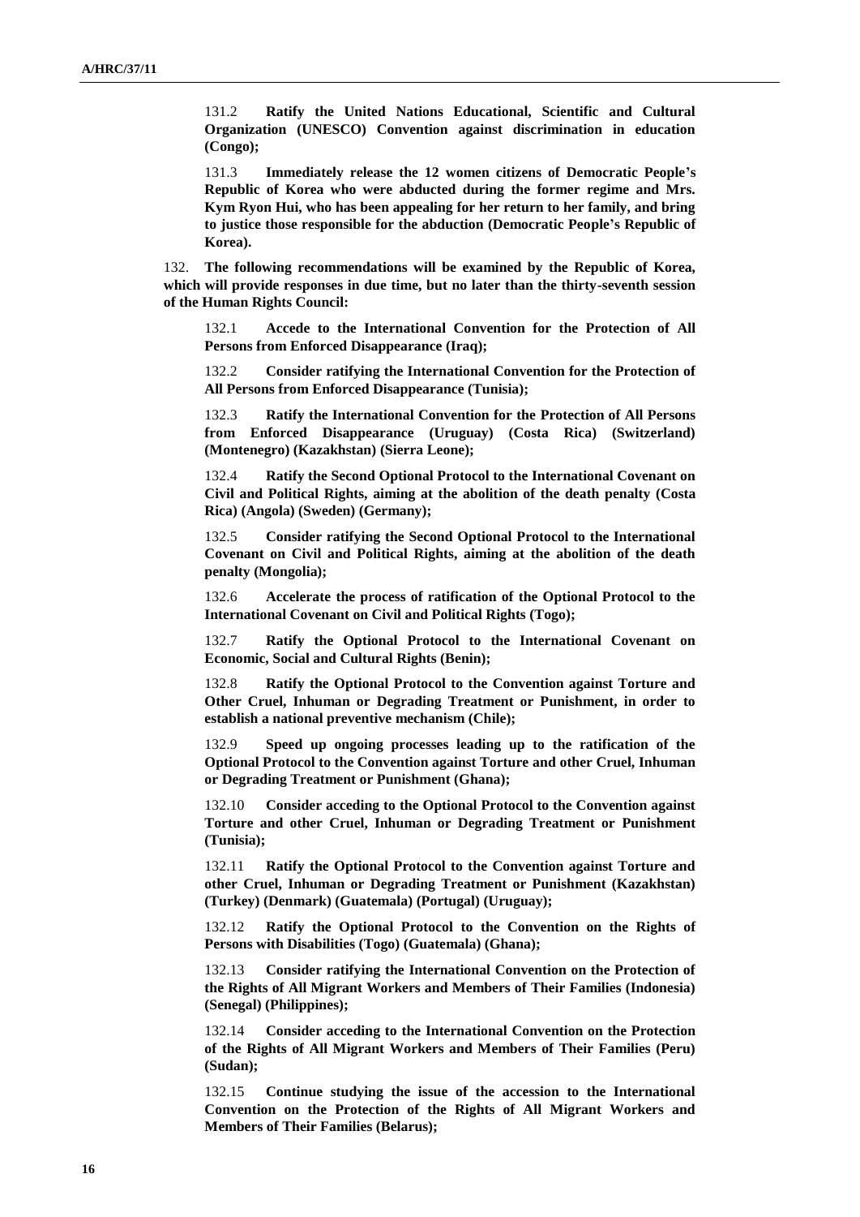131.2 **Ratify the United Nations Educational, Scientific and Cultural Organization (UNESCO) Convention against discrimination in education (Congo);**

131.3 **Immediately release the 12 women citizens of Democratic People's Republic of Korea who were abducted during the former regime and Mrs. Kym Ryon Hui, who has been appealing for her return to her family, and bring to justice those responsible for the abduction (Democratic People's Republic of Korea).**

132. **The following recommendations will be examined by the Republic of Korea, which will provide responses in due time, but no later than the thirty-seventh session of the Human Rights Council:**

132.1 **Accede to the International Convention for the Protection of All Persons from Enforced Disappearance (Iraq);**

132.2 **Consider ratifying the International Convention for the Protection of All Persons from Enforced Disappearance (Tunisia);**

132.3 **Ratify the International Convention for the Protection of All Persons from Enforced Disappearance (Uruguay) (Costa Rica) (Switzerland) (Montenegro) (Kazakhstan) (Sierra Leone);**

132.4 **Ratify the Second Optional Protocol to the International Covenant on Civil and Political Rights, aiming at the abolition of the death penalty (Costa Rica) (Angola) (Sweden) (Germany);**

132.5 **Consider ratifying the Second Optional Protocol to the International Covenant on Civil and Political Rights, aiming at the abolition of the death penalty (Mongolia);**

132.6 **Accelerate the process of ratification of the Optional Protocol to the International Covenant on Civil and Political Rights (Togo);**

132.7 **Ratify the Optional Protocol to the International Covenant on Economic, Social and Cultural Rights (Benin);**

132.8 **Ratify the Optional Protocol to the Convention against Torture and Other Cruel, Inhuman or Degrading Treatment or Punishment, in order to establish a national preventive mechanism (Chile);**

132.9 **Speed up ongoing processes leading up to the ratification of the Optional Protocol to the Convention against Torture and other Cruel, Inhuman or Degrading Treatment or Punishment (Ghana);**

132.10 **Consider acceding to the Optional Protocol to the Convention against Torture and other Cruel, Inhuman or Degrading Treatment or Punishment (Tunisia);**

132.11 **Ratify the Optional Protocol to the Convention against Torture and other Cruel, Inhuman or Degrading Treatment or Punishment (Kazakhstan) (Turkey) (Denmark) (Guatemala) (Portugal) (Uruguay);**

132.12 **Ratify the Optional Protocol to the Convention on the Rights of Persons with Disabilities (Togo) (Guatemala) (Ghana);**

132.13 **Consider ratifying the International Convention on the Protection of the Rights of All Migrant Workers and Members of Their Families (Indonesia) (Senegal) (Philippines);**

132.14 **Consider acceding to the International Convention on the Protection of the Rights of All Migrant Workers and Members of Their Families (Peru) (Sudan);**

132.15 **Continue studying the issue of the accession to the International Convention on the Protection of the Rights of All Migrant Workers and Members of Their Families (Belarus);**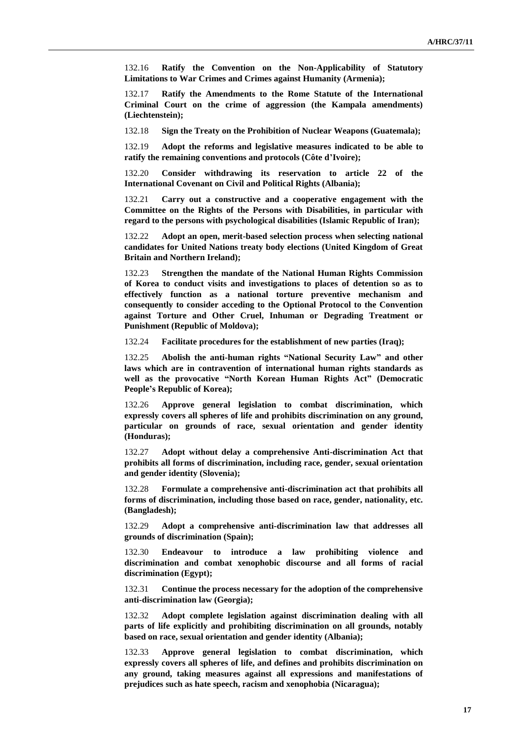132.16 **Ratify the Convention on the Non-Applicability of Statutory Limitations to War Crimes and Crimes against Humanity (Armenia);**

132.17 **Ratify the Amendments to the Rome Statute of the International Criminal Court on the crime of aggression (the Kampala amendments) (Liechtenstein);**

132.18 **Sign the Treaty on the Prohibition of Nuclear Weapons (Guatemala);**

132.19 **Adopt the reforms and legislative measures indicated to be able to ratify the remaining conventions and protocols (Côte d'Ivoire);**

132.20 **Consider withdrawing its reservation to article 22 of the International Covenant on Civil and Political Rights (Albania);**

132.21 **Carry out a constructive and a cooperative engagement with the Committee on the Rights of the Persons with Disabilities, in particular with regard to the persons with psychological disabilities (Islamic Republic of Iran);**

132.22 **Adopt an open, merit-based selection process when selecting national candidates for United Nations treaty body elections (United Kingdom of Great Britain and Northern Ireland);**

132.23 **Strengthen the mandate of the National Human Rights Commission of Korea to conduct visits and investigations to places of detention so as to effectively function as a national torture preventive mechanism and consequently to consider acceding to the Optional Protocol to the Convention against Torture and Other Cruel, Inhuman or Degrading Treatment or Punishment (Republic of Moldova);**

132.24 **Facilitate procedures for the establishment of new parties (Iraq);**

132.25 **Abolish the anti-human rights "National Security Law" and other laws which are in contravention of international human rights standards as well as the provocative "North Korean Human Rights Act" (Democratic People's Republic of Korea);**

132.26 **Approve general legislation to combat discrimination, which expressly covers all spheres of life and prohibits discrimination on any ground, particular on grounds of race, sexual orientation and gender identity (Honduras);**

132.27 **Adopt without delay a comprehensive Anti-discrimination Act that prohibits all forms of discrimination, including race, gender, sexual orientation and gender identity (Slovenia);**

132.28 **Formulate a comprehensive anti-discrimination act that prohibits all forms of discrimination, including those based on race, gender, nationality, etc. (Bangladesh);**

132.29 **Adopt a comprehensive anti-discrimination law that addresses all grounds of discrimination (Spain);**

132.30 **Endeavour to introduce a law prohibiting violence and discrimination and combat xenophobic discourse and all forms of racial discrimination (Egypt);**

132.31 **Continue the process necessary for the adoption of the comprehensive anti-discrimination law (Georgia);**

132.32 **Adopt complete legislation against discrimination dealing with all parts of life explicitly and prohibiting discrimination on all grounds, notably based on race, sexual orientation and gender identity (Albania);**

132.33 **Approve general legislation to combat discrimination, which expressly covers all spheres of life, and defines and prohibits discrimination on any ground, taking measures against all expressions and manifestations of prejudices such as hate speech, racism and xenophobia (Nicaragua);**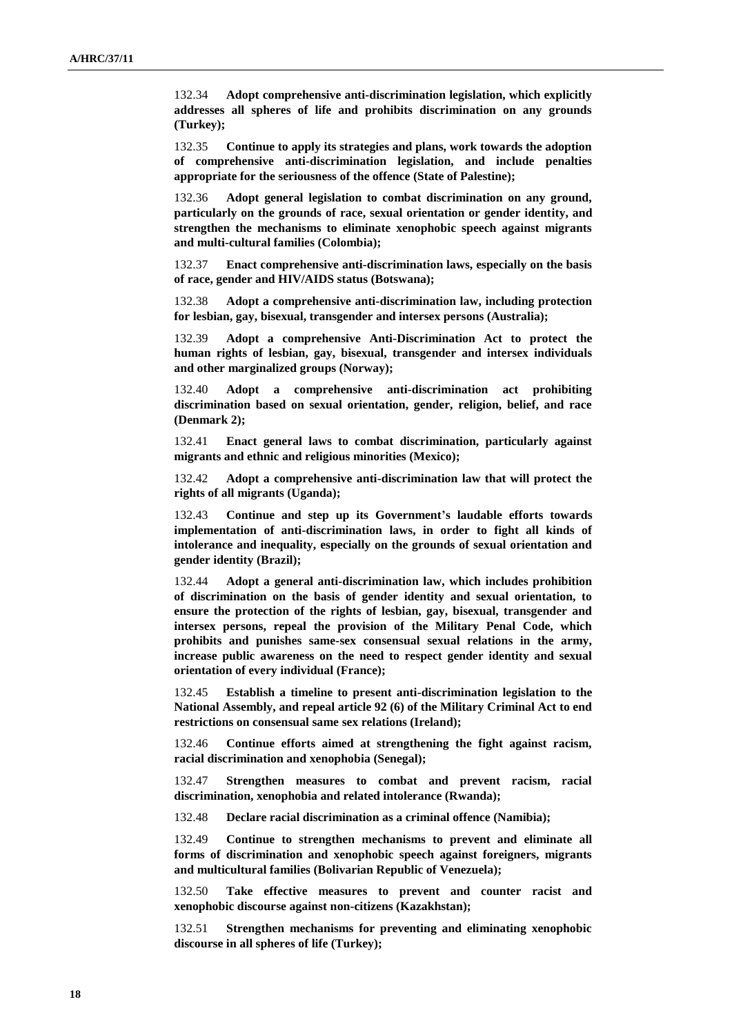132.34 **Adopt comprehensive anti-discrimination legislation, which explicitly addresses all spheres of life and prohibits discrimination on any grounds (Turkey);**

132.35 **Continue to apply its strategies and plans, work towards the adoption of comprehensive anti-discrimination legislation, and include penalties appropriate for the seriousness of the offence (State of Palestine);**

132.36 **Adopt general legislation to combat discrimination on any ground, particularly on the grounds of race, sexual orientation or gender identity, and strengthen the mechanisms to eliminate xenophobic speech against migrants and multi-cultural families (Colombia);**

132.37 **Enact comprehensive anti-discrimination laws, especially on the basis of race, gender and HIV/AIDS status (Botswana);**

132.38 **Adopt a comprehensive anti-discrimination law, including protection for lesbian, gay, bisexual, transgender and intersex persons (Australia);**

132.39 **Adopt a comprehensive Anti-Discrimination Act to protect the human rights of lesbian, gay, bisexual, transgender and intersex individuals and other marginalized groups (Norway);**

132.40 **Adopt a comprehensive anti-discrimination act prohibiting discrimination based on sexual orientation, gender, religion, belief, and race (Denmark 2);**

132.41 **Enact general laws to combat discrimination, particularly against migrants and ethnic and religious minorities (Mexico);**

132.42 **Adopt a comprehensive anti-discrimination law that will protect the rights of all migrants (Uganda);**

132.43 **Continue and step up its Government's laudable efforts towards implementation of anti-discrimination laws, in order to fight all kinds of intolerance and inequality, especially on the grounds of sexual orientation and gender identity (Brazil);**

132.44 **Adopt a general anti-discrimination law, which includes prohibition of discrimination on the basis of gender identity and sexual orientation, to ensure the protection of the rights of lesbian, gay, bisexual, transgender and intersex persons, repeal the provision of the Military Penal Code, which prohibits and punishes same-sex consensual sexual relations in the army, increase public awareness on the need to respect gender identity and sexual orientation of every individual (France);**

132.45 **Establish a timeline to present anti-discrimination legislation to the National Assembly, and repeal article 92 (6) of the Military Criminal Act to end restrictions on consensual same sex relations (Ireland);**

132.46 **Continue efforts aimed at strengthening the fight against racism, racial discrimination and xenophobia (Senegal);**

132.47 **Strengthen measures to combat and prevent racism, racial discrimination, xenophobia and related intolerance (Rwanda);**

132.48 **Declare racial discrimination as a criminal offence (Namibia);**

132.49 **Continue to strengthen mechanisms to prevent and eliminate all forms of discrimination and xenophobic speech against foreigners, migrants and multicultural families (Bolivarian Republic of Venezuela);**

132.50 **Take effective measures to prevent and counter racist and xenophobic discourse against non-citizens (Kazakhstan);**

132.51 **Strengthen mechanisms for preventing and eliminating xenophobic discourse in all spheres of life (Turkey);**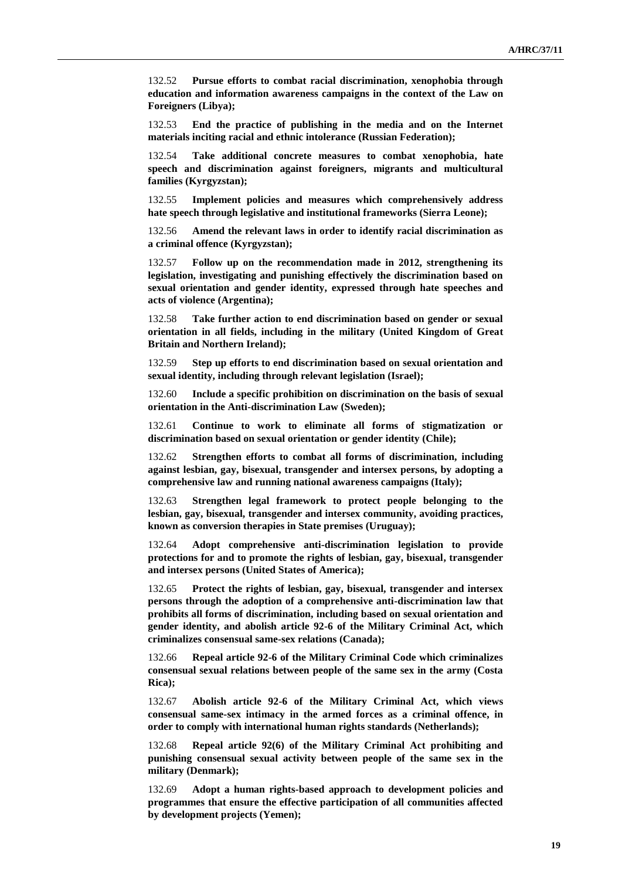132.52 **Pursue efforts to combat racial discrimination, xenophobia through education and information awareness campaigns in the context of the Law on Foreigners (Libya);**

132.53 **End the practice of publishing in the media and on the Internet materials inciting racial and ethnic intolerance (Russian Federation);**

132.54 **Take additional concrete measures to combat xenophobia, hate speech and discrimination against foreigners, migrants and multicultural families (Kyrgyzstan);**

132.55 **Implement policies and measures which comprehensively address hate speech through legislative and institutional frameworks (Sierra Leone);**

132.56 **Amend the relevant laws in order to identify racial discrimination as a criminal offence (Kyrgyzstan);**

132.57 **Follow up on the recommendation made in 2012, strengthening its legislation, investigating and punishing effectively the discrimination based on sexual orientation and gender identity, expressed through hate speeches and acts of violence (Argentina);**

132.58 **Take further action to end discrimination based on gender or sexual orientation in all fields, including in the military (United Kingdom of Great Britain and Northern Ireland);**

132.59 **Step up efforts to end discrimination based on sexual orientation and sexual identity, including through relevant legislation (Israel);**

132.60 **Include a specific prohibition on discrimination on the basis of sexual orientation in the Anti-discrimination Law (Sweden);**

132.61 **Continue to work to eliminate all forms of stigmatization or discrimination based on sexual orientation or gender identity (Chile);**

132.62 **Strengthen efforts to combat all forms of discrimination, including against lesbian, gay, bisexual, transgender and intersex persons, by adopting a comprehensive law and running national awareness campaigns (Italy);**

132.63 **Strengthen legal framework to protect people belonging to the lesbian, gay, bisexual, transgender and intersex community, avoiding practices, known as conversion therapies in State premises (Uruguay);**

132.64 **Adopt comprehensive anti-discrimination legislation to provide protections for and to promote the rights of lesbian, gay, bisexual, transgender and intersex persons (United States of America);**

132.65 **Protect the rights of lesbian, gay, bisexual, transgender and intersex persons through the adoption of a comprehensive anti-discrimination law that prohibits all forms of discrimination, including based on sexual orientation and gender identity, and abolish article 92-6 of the Military Criminal Act, which criminalizes consensual same-sex relations (Canada);**

132.66 **Repeal article 92-6 of the Military Criminal Code which criminalizes consensual sexual relations between people of the same sex in the army (Costa Rica);**

132.67 **Abolish article 92-6 of the Military Criminal Act, which views consensual same-sex intimacy in the armed forces as a criminal offence, in order to comply with international human rights standards (Netherlands);**

132.68 **Repeal article 92(6) of the Military Criminal Act prohibiting and punishing consensual sexual activity between people of the same sex in the military (Denmark);**

132.69 **Adopt a human rights-based approach to development policies and programmes that ensure the effective participation of all communities affected by development projects (Yemen);**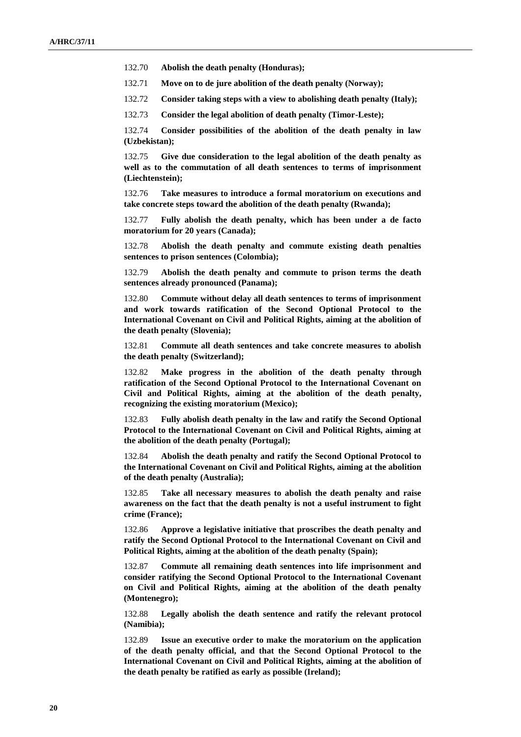132.70 **Abolish the death penalty (Honduras);**

132.71 **Move on to de jure abolition of the death penalty (Norway);**

132.72 **Consider taking steps with a view to abolishing death penalty (Italy);**

132.73 **Consider the legal abolition of death penalty (Timor-Leste);**

132.74 **Consider possibilities of the abolition of the death penalty in law (Uzbekistan);**

132.75 **Give due consideration to the legal abolition of the death penalty as well as to the commutation of all death sentences to terms of imprisonment (Liechtenstein);**

132.76 **Take measures to introduce a formal moratorium on executions and take concrete steps toward the abolition of the death penalty (Rwanda);**

132.77 **Fully abolish the death penalty, which has been under a de facto moratorium for 20 years (Canada);**

132.78 **Abolish the death penalty and commute existing death penalties sentences to prison sentences (Colombia);**

132.79 **Abolish the death penalty and commute to prison terms the death sentences already pronounced (Panama);**

132.80 **Commute without delay all death sentences to terms of imprisonment and work towards ratification of the Second Optional Protocol to the International Covenant on Civil and Political Rights, aiming at the abolition of the death penalty (Slovenia);**

132.81 **Commute all death sentences and take concrete measures to abolish the death penalty (Switzerland);**

132.82 **Make progress in the abolition of the death penalty through ratification of the Second Optional Protocol to the International Covenant on Civil and Political Rights, aiming at the abolition of the death penalty, recognizing the existing moratorium (Mexico);**

132.83 **Fully abolish death penalty in the law and ratify the Second Optional Protocol to the International Covenant on Civil and Political Rights, aiming at the abolition of the death penalty (Portugal);**

132.84 **Abolish the death penalty and ratify the Second Optional Protocol to the International Covenant on Civil and Political Rights, aiming at the abolition of the death penalty (Australia);**

132.85 **Take all necessary measures to abolish the death penalty and raise awareness on the fact that the death penalty is not a useful instrument to fight crime (France);**

132.86 **Approve a legislative initiative that proscribes the death penalty and ratify the Second Optional Protocol to the International Covenant on Civil and Political Rights, aiming at the abolition of the death penalty (Spain);**

132.87 **Commute all remaining death sentences into life imprisonment and consider ratifying the Second Optional Protocol to the International Covenant on Civil and Political Rights, aiming at the abolition of the death penalty (Montenegro);**

132.88 **Legally abolish the death sentence and ratify the relevant protocol (Namibia);**

132.89 **Issue an executive order to make the moratorium on the application of the death penalty official, and that the Second Optional Protocol to the International Covenant on Civil and Political Rights, aiming at the abolition of the death penalty be ratified as early as possible (Ireland);**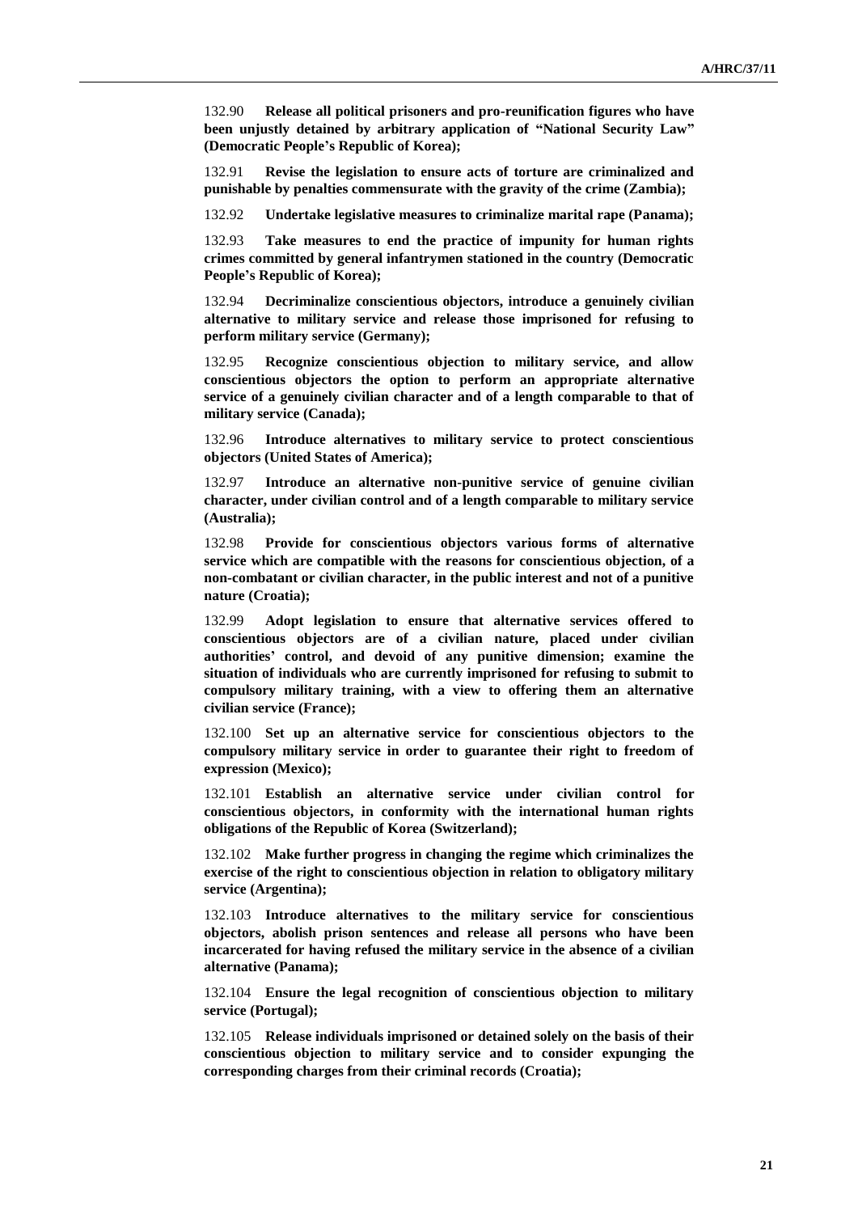132.90 **Release all political prisoners and pro-reunification figures who have been unjustly detained by arbitrary application of "National Security Law" (Democratic People's Republic of Korea);**

132.91 **Revise the legislation to ensure acts of torture are criminalized and punishable by penalties commensurate with the gravity of the crime (Zambia);**

132.92 **Undertake legislative measures to criminalize marital rape (Panama);**

132.93 **Take measures to end the practice of impunity for human rights crimes committed by general infantrymen stationed in the country (Democratic People's Republic of Korea);**

132.94 **Decriminalize conscientious objectors, introduce a genuinely civilian alternative to military service and release those imprisoned for refusing to perform military service (Germany);**

132.95 **Recognize conscientious objection to military service, and allow conscientious objectors the option to perform an appropriate alternative service of a genuinely civilian character and of a length comparable to that of military service (Canada);**

132.96 **Introduce alternatives to military service to protect conscientious objectors (United States of America);**

132.97 **Introduce an alternative non-punitive service of genuine civilian character, under civilian control and of a length comparable to military service (Australia);**

132.98 **Provide for conscientious objectors various forms of alternative service which are compatible with the reasons for conscientious objection, of a non-combatant or civilian character, in the public interest and not of a punitive nature (Croatia);**

132.99 **Adopt legislation to ensure that alternative services offered to conscientious objectors are of a civilian nature, placed under civilian authorities' control, and devoid of any punitive dimension; examine the situation of individuals who are currently imprisoned for refusing to submit to compulsory military training, with a view to offering them an alternative civilian service (France);**

132.100 **Set up an alternative service for conscientious objectors to the compulsory military service in order to guarantee their right to freedom of expression (Mexico);**

132.101 **Establish an alternative service under civilian control for conscientious objectors, in conformity with the international human rights obligations of the Republic of Korea (Switzerland);**

132.102 **Make further progress in changing the regime which criminalizes the exercise of the right to conscientious objection in relation to obligatory military service (Argentina);**

132.103 **Introduce alternatives to the military service for conscientious objectors, abolish prison sentences and release all persons who have been incarcerated for having refused the military service in the absence of a civilian alternative (Panama);**

132.104 **Ensure the legal recognition of conscientious objection to military service (Portugal);**

132.105 **Release individuals imprisoned or detained solely on the basis of their conscientious objection to military service and to consider expunging the corresponding charges from their criminal records (Croatia);**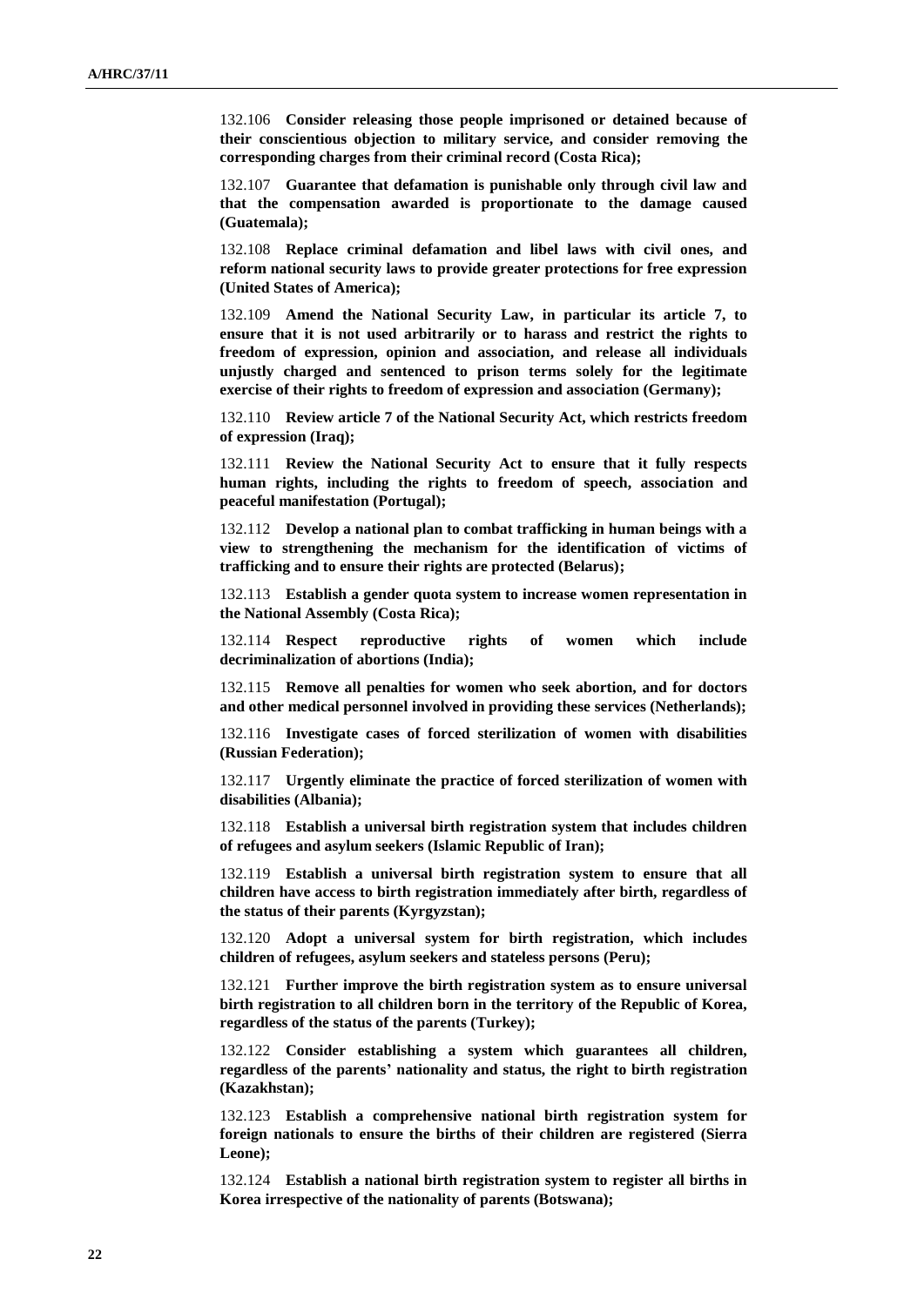132.106 **Consider releasing those people imprisoned or detained because of their conscientious objection to military service, and consider removing the corresponding charges from their criminal record (Costa Rica);**

132.107 **Guarantee that defamation is punishable only through civil law and that the compensation awarded is proportionate to the damage caused (Guatemala);**

132.108 **Replace criminal defamation and libel laws with civil ones, and reform national security laws to provide greater protections for free expression (United States of America);**

132.109 **Amend the National Security Law, in particular its article 7, to ensure that it is not used arbitrarily or to harass and restrict the rights to freedom of expression, opinion and association, and release all individuals unjustly charged and sentenced to prison terms solely for the legitimate exercise of their rights to freedom of expression and association (Germany);**

132.110 **Review article 7 of the National Security Act, which restricts freedom of expression (Iraq);**

132.111 **Review the National Security Act to ensure that it fully respects human rights, including the rights to freedom of speech, association and peaceful manifestation (Portugal);**

132.112 **Develop a national plan to combat trafficking in human beings with a view to strengthening the mechanism for the identification of victims of trafficking and to ensure their rights are protected (Belarus);**

132.113 **Establish a gender quota system to increase women representation in the National Assembly (Costa Rica);**

132.114 **Respect reproductive rights of women which include decriminalization of abortions (India);**

132.115 **Remove all penalties for women who seek abortion, and for doctors and other medical personnel involved in providing these services (Netherlands);**

132.116 **Investigate cases of forced sterilization of women with disabilities (Russian Federation);**

132.117 **Urgently eliminate the practice of forced sterilization of women with disabilities (Albania);**

132.118 **Establish a universal birth registration system that includes children of refugees and asylum seekers (Islamic Republic of Iran);**

132.119 **Establish a universal birth registration system to ensure that all children have access to birth registration immediately after birth, regardless of the status of their parents (Kyrgyzstan);**

132.120 **Adopt a universal system for birth registration, which includes children of refugees, asylum seekers and stateless persons (Peru);**

132.121 **Further improve the birth registration system as to ensure universal birth registration to all children born in the territory of the Republic of Korea, regardless of the status of the parents (Turkey);**

132.122 **Consider establishing a system which guarantees all children, regardless of the parents' nationality and status, the right to birth registration (Kazakhstan);**

132.123 **Establish a comprehensive national birth registration system for foreign nationals to ensure the births of their children are registered (Sierra Leone);**

132.124 **Establish a national birth registration system to register all births in Korea irrespective of the nationality of parents (Botswana);**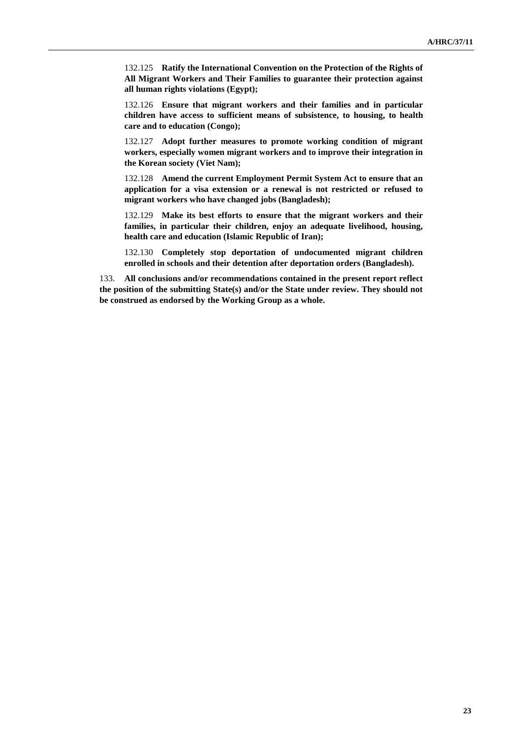132.125 **Ratify the International Convention on the Protection of the Rights of All Migrant Workers and Their Families to guarantee their protection against all human rights violations (Egypt);**

132.126 **Ensure that migrant workers and their families and in particular children have access to sufficient means of subsistence, to housing, to health care and to education (Congo);**

132.127 **Adopt further measures to promote working condition of migrant workers, especially women migrant workers and to improve their integration in the Korean society (Viet Nam);**

132.128 **Amend the current Employment Permit System Act to ensure that an application for a visa extension or a renewal is not restricted or refused to migrant workers who have changed jobs (Bangladesh);**

132.129 **Make its best efforts to ensure that the migrant workers and their families, in particular their children, enjoy an adequate livelihood, housing, health care and education (Islamic Republic of Iran);**

132.130 **Completely stop deportation of undocumented migrant children enrolled in schools and their detention after deportation orders (Bangladesh).**

133. **All conclusions and/or recommendations contained in the present report reflect the position of the submitting State(s) and/or the State under review. They should not be construed as endorsed by the Working Group as a whole.**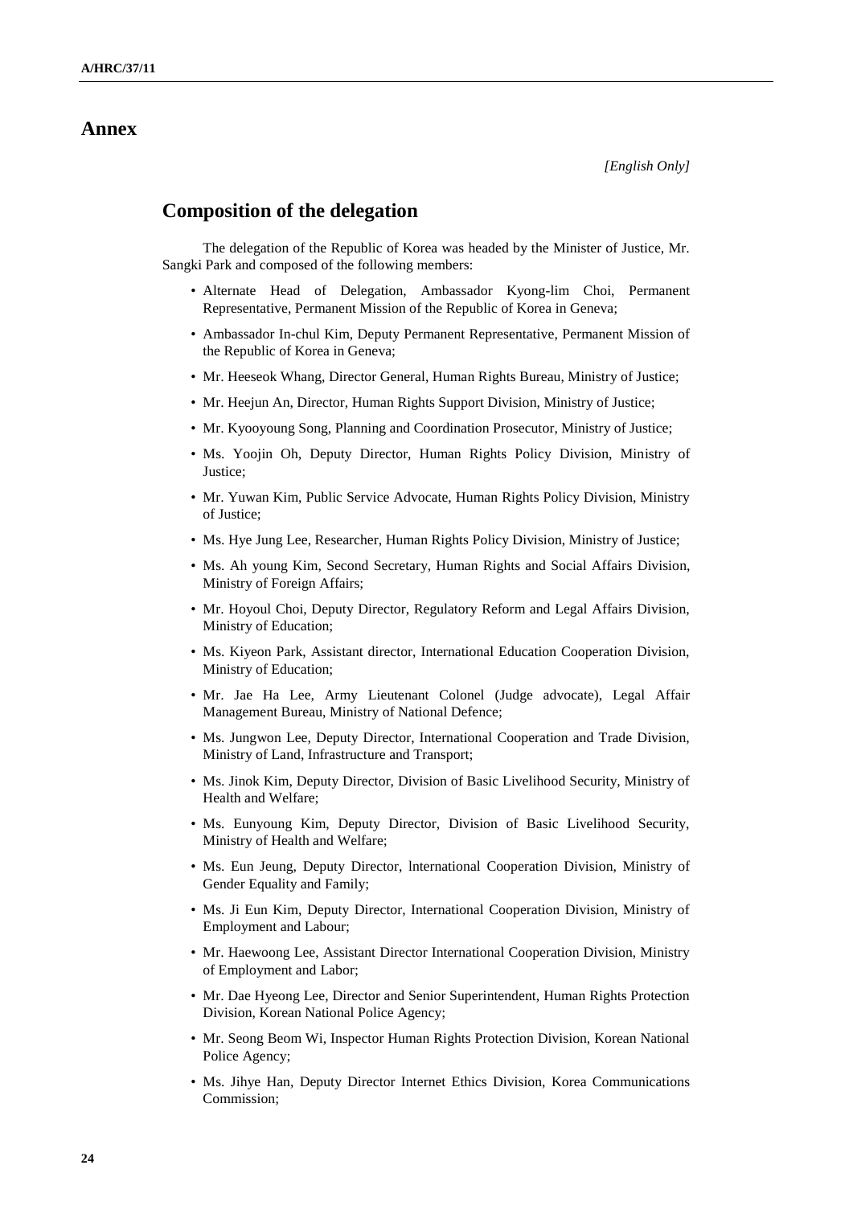# Annex

*[English Only]*

## Composition of the delegation

The delegation of the Republic of Korea was headed by the Minister of Justice, Mr. Sangki Park and composed of the following members:

- Alternate Head of Delegation, Ambassador Kyong-lim Choi, Permanent Representative, Permanent Mission of the Republic of Korea in Geneva;
- Ambassador In-chul Kim, Deputy Permanent Representative, Permanent Mission of the Republic of Korea in Geneva;
- Mr. Heeseok Whang, Director General, Human Rights Bureau, Ministry of Justice;
- Mr. Heejun An, Director, Human Rights Support Division, Ministry of Justice;
- Mr. Kyooyoung Song, Planning and Coordination Prosecutor, Ministry of Justice;
- Ms. Yoojin Oh, Deputy Director, Human Rights Policy Division, Ministry of Justice;
- Mr. Yuwan Kim, Public Service Advocate, Human Rights Policy Division, Ministry of Justice;
- Ms. Hye Jung Lee, Researcher, Human Rights Policy Division, Ministry of Justice;
- Ms. Ah young Kim, Second Secretary, Human Rights and Social Affairs Division, Ministry of Foreign Affairs;
- Mr. Hoyoul Choi, Deputy Director, Regulatory Reform and Legal Affairs Division, Ministry of Education;
- Ms. Kiyeon Park, Assistant director, International Education Cooperation Division, Ministry of Education;
- Mr. Jae Ha Lee, Army Lieutenant Colonel (Judge advocate), Legal Affair Management Bureau, Ministry of National Defence;
- Ms. Jungwon Lee, Deputy Director, International Cooperation and Trade Division, Ministry of Land, Infrastructure and Transport;
- Ms. Jinok Kim, Deputy Director, Division of Basic Livelihood Security, Ministry of Health and Welfare;
- Ms. Eunyoung Kim, Deputy Director, Division of Basic Livelihood Security, Ministry of Health and Welfare;
- Ms. Eun Jeung, Deputy Director, lnternational Cooperation Division, Ministry of Gender Equality and Family;
- Ms. Ji Eun Kim, Deputy Director, International Cooperation Division, Ministry of Employment and Labour;
- Mr. Haewoong Lee, Assistant Director International Cooperation Division, Ministry of Employment and Labor;
- Mr. Dae Hyeong Lee, Director and Senior Superintendent, Human Rights Protection Division, Korean National Police Agency;
- Mr. Seong Beom Wi, Inspector Human Rights Protection Division, Korean National Police Agency;
- Ms. Jihye Han, Deputy Director Internet Ethics Division, Korea Communications Commission;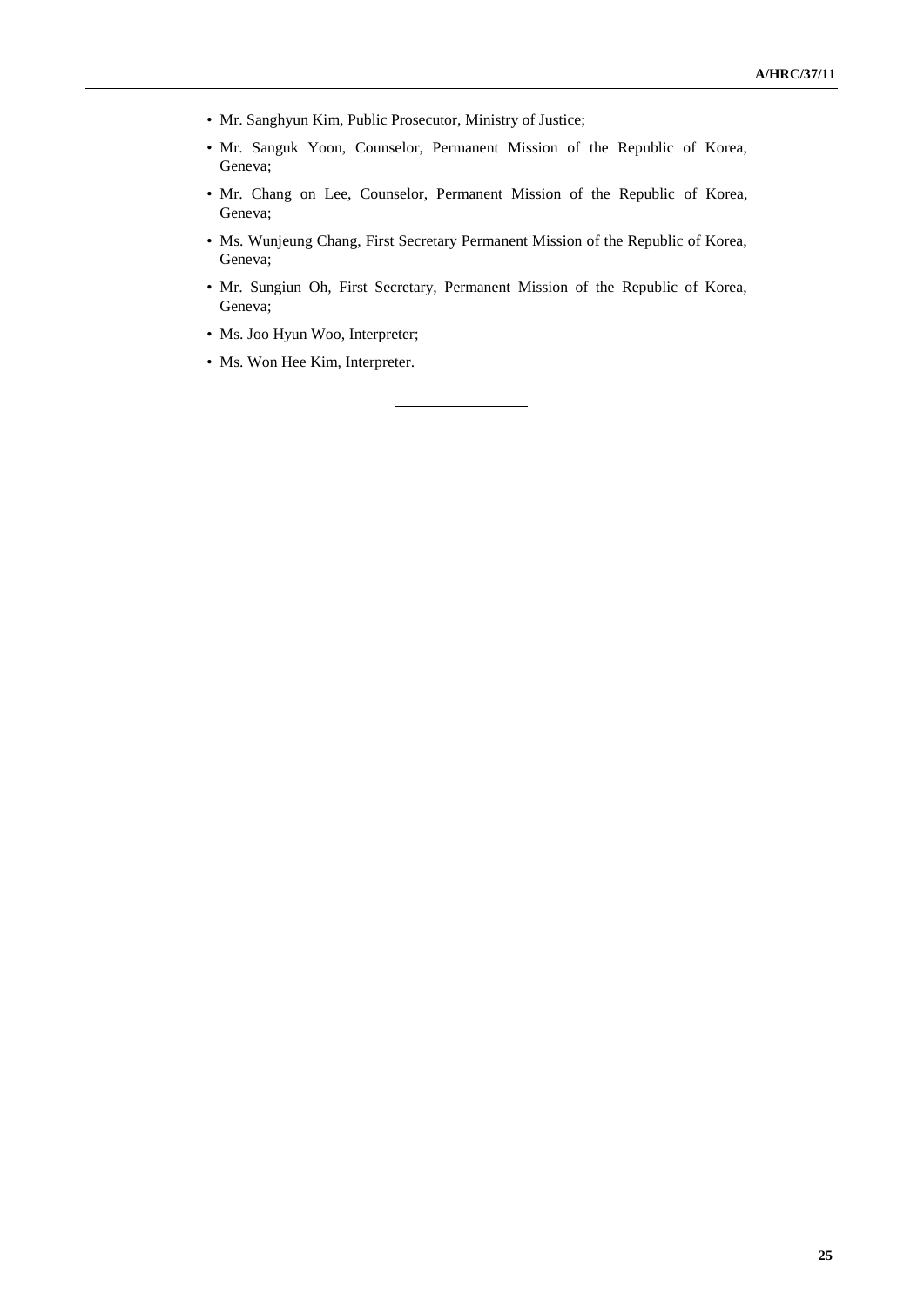- Mr. Sanghyun Kim, Public Prosecutor, Ministry of Justice;
- Mr. Sanguk Yoon, Counselor, Permanent Mission of the Republic of Korea, Geneva;
- Mr. Chang on Lee, Counselor, Permanent Mission of the Republic of Korea, Geneva;
- Ms. Wunjeung Chang, First Secretary Permanent Mission of the Republic of Korea, Geneva;
- Mr. Sungiun Oh, First Secretary, Permanent Mission of the Republic of Korea, Geneva;
- Ms. Joo Hyun Woo, Interpreter;
- Ms. Won Hee Kim, Interpreter.